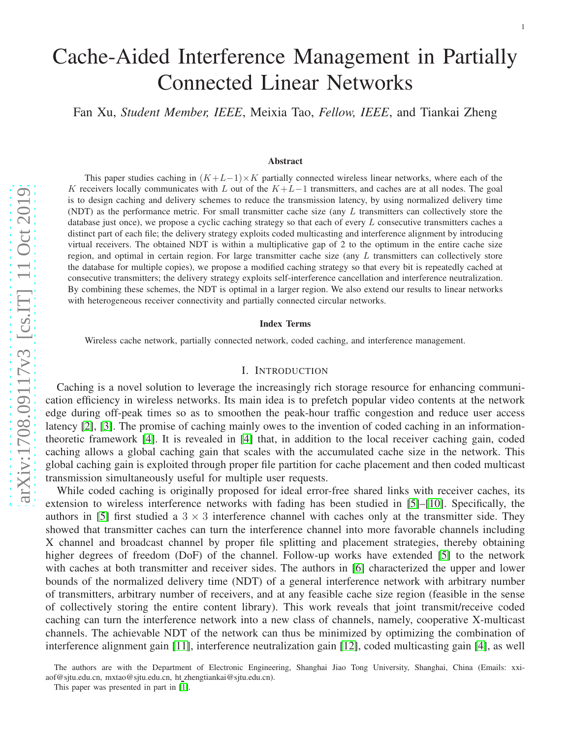# Cache-Aided Interference Management in Partially Connected Linear Networks

Fan Xu, *Student Member, IEEE*, Meixia Tao, *Fellow, IEEE*, and Tiankai Zheng

### Abstract

This paper studies caching in $(K+L-1)\times K$ partially connected wireless linear networks, where each of the $K$ receivers locally communicates with $L$ out of the $K+L-1$ transmitters, and caches are at all nodes. The goal is to design caching and delivery schemes to reduce the transmission latency, by using normalized delivery time (NDT) as the performance metric. For small transmitter cache size (any $L$ transmitters can collectively store the database just once), we propose a cyclic caching strategy so that each of every $L$ consecutive transmitters caches a distinct part of each file; the delivery strategy exploits coded multicasting and interference alignment by introducing virtual receivers. The obtained NDT is within a multiplicative gap of 2 to the optimum in the entire cache size region, and optimal in certain region. For large transmitter cache size (any $L$ transmitters can collectively store the database for multiple copies), we propose a modified caching strategy so that every bit is repeatedly cached at consecutive transmitters; the delivery strategy exploits self-interference cancellation and interference neutralization. By combining these schemes, the NDT is optimal in a larger region. We also extend our results to linear networks with heterogeneous receiver connectivity and partially connected circular networks.

### Index Terms

Wireless cache network, partially connected network, coded caching, and interference management.

## I. Introduction

Caching is a novel solution to leverage the increasingly rich storage resource for enhancing communication efficiency in wireless networks. Its main idea is to prefetch popular video contents at the network edge during off-peak times so as to smoothen the peak-hour traffic congestion and reduce user access latency [2], [3]. The promise of caching mainly owes to the invention of coded caching in an information-theoretic framework [4]. It is revealed in [4] that, in addition to the local receiver caching gain, coded caching allows a global caching gain that scales with the accumulated cache size in the network. This global caching gain is exploited through proper file partition for cache placement and then coded multicast transmission simultaneously useful for multiple user requests.

While coded caching is originally proposed for ideal error-free shared links with receiver caches, its extension to wireless interference networks with fading has been studied in [5]–[10]. Specifically, the authors in [5] first studied a $3\times 3$ interference channel with caches only at the transmitter side. They showed that transmitter caches can turn the interference channel into more favorable channels including X channel and broadcast channel by proper file splitting and placement strategies, thereby obtaining higher degrees of freedom (DoF) of the channel. Follow-up works have extended [5] to the network with caches at both transmitter and receiver sides. The authors in [6] characterized the upper and lower bounds of the normalized delivery time (NDT) of a general interference network with arbitrary number of transmitters, arbitrary number of receivers, and at any feasible cache size region (feasible in the sense of collectively storing the entire content library). This work reveals that joint transmit/receive coded caching can turn the interference network into a new class of channels, namely, cooperative X-multicast channels. The achievable NDT of the network can thus be minimized by optimizing the combination of interference alignment gain [11], interference neutralization gain [12], coded multicasting gain [4], as well

The authors are with the Department of Electronic Engineering, Shanghai Jiao Tong University, Shanghai, China (Emails: xxiaof@sjtu.edu.cn, mxtao@sjtu.edu.cn, ht_zhengtiankai@sjtu.edu.cn).

This paper was presented in part in [1].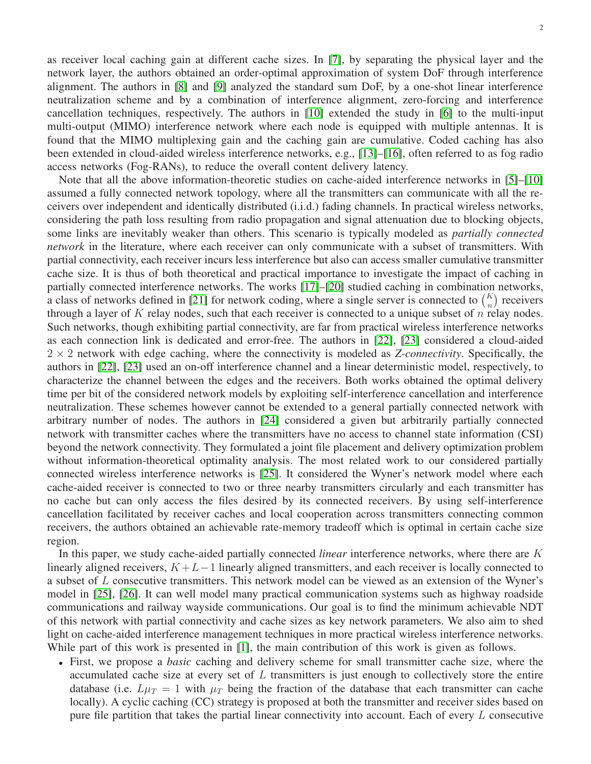as receiver local caching gain at different cache sizes. In [7], by separating the physical layer and the network layer, the authors obtained an order-optimal approximation of system DoF through interference alignment. The authors in [8] and [9] analyzed the standard sum DoF, by a one-shot linear interference neutralization scheme and by a combination of interference alignment, zero-forcing and interference cancellation techniques, respectively. The authors in [10] extended the study in [6] to the multi-input multi-output (MIMO) interference network where each node is equipped with multiple antennas. It is found that the MIMO multiplexing gain and the caching gain are cumulative. Coded caching has also been extended in cloud-aided wireless interference networks, e.g., [13]–[16], often referred to as fog radio access networks (Fog-RANs), to reduce the overall content delivery latency.

Note that all the above information-theoretic studies on cache-aided interference networks in [5]–[10] assumed a fully connected network topology, where all the transmitters can communicate with all the receivers over independent and identically distributed (i.i.d.) fading channels. In practical wireless networks, considering the path loss resulting from radio propagation and signal attenuation due to blocking objects, some links are inevitably weaker than others. This scenario is typically modeled as *partially connected network* in the literature, where each receiver can only communicate with a subset of transmitters. With partial connectivity, each receiver incurs less interference but also can access smaller cumulative transmitter cache size. It is thus of both theoretical and practical importance to investigate the impact of caching in partially connected interference networks. The works [17]–[20] studied caching in combination networks, a class of networks defined in [21] for network coding, where a single server is connected to $\binom{K}{n}$ receivers through a layer of $K$ relay nodes, such that each receiver is connected to a unique subset of $n$ relay nodes. Such networks, though exhibiting partial connectivity, are far from practical wireless interference networks as each connection link is dedicated and error-free. The authors in [22], [23] considered a cloud-aided $2 \times 2$ network with edge caching, where the connectivity is modeled as *Z-connectivity*. Specifically, the authors in [22], [23] used an on-off interference channel and a linear deterministic model, respectively, to characterize the channel between the edges and the receivers. Both works obtained the optimal delivery time per bit of the considered network models by exploiting self-interference cancellation and interference neutralization. These schemes however cannot be extended to a general partially connected network with arbitrary number of nodes. The authors in [24] considered a given but arbitrarily partially connected network with transmitter caches where the transmitters have no access to channel state information (CSI) beyond the network connectivity. They formulated a joint file placement and delivery optimization problem without information-theoretical optimality analysis. The most related work to our considered partially connected wireless interference networks is [25]. It considered the Wyner's network model where each cache-aided receiver is connected to two or three nearby transmitters circularly and each transmitter has no cache but can only access the files desired by its connected receivers. By using self-interference cancellation facilitated by receiver caches and local cooperation across transmitters connecting common receivers, the authors obtained an achievable rate-memory tradeoff which is optimal in certain cache size region.

In this paper, we study cache-aided partially connected *linear* interference networks, where there are $K$ linearly aligned receivers, $K+L-1$ linearly aligned transmitters, and each receiver is locally connected to a subset of $L$ consecutive transmitters. This network model can be viewed as an extension of the Wyner's model in [25], [26]. It can well model many practical communication systems such as highway roadside communications and railway wayside communications. Our goal is to find the minimum achievable NDT of this network with partial connectivity and cache sizes as key network parameters. We also aim to shed light on cache-aided interference management techniques in more practical wireless interference networks. While part of this work is presented in [1], the main contribution of this work is given as follows.

- First, we propose a *basic* caching and delivery scheme for small transmitter cache size, where the accumulated cache size at every set of $L$ transmitters is just enough to collectively store the entire database (i.e. $L\mu_T = 1$ with $\mu_T$ being the fraction of the database that each transmitter can cache locally). A cyclic caching (CC) strategy is proposed at both the transmitter and receiver sides based on pure file partition that takes the partial linear connectivity into account. Each of every $L$ consecutive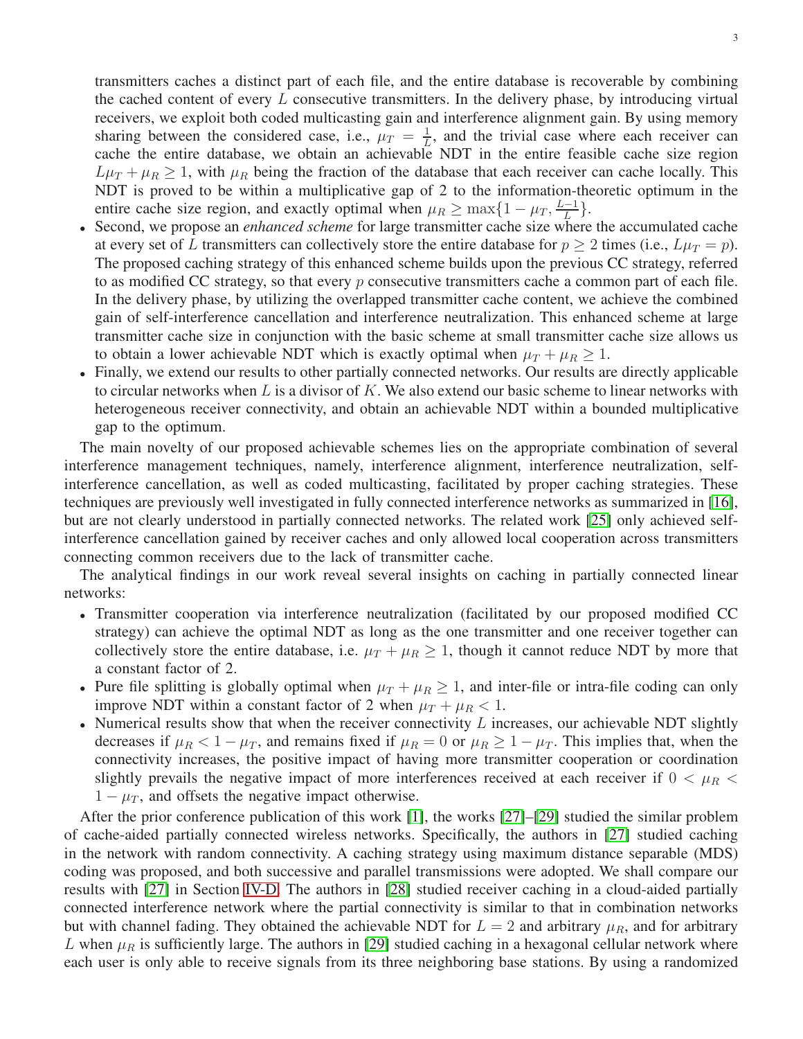transmitters caches a distinct part of each file, and the entire database is recoverable by combining the cached content of every $L$ consecutive transmitters. In the delivery phase, by introducing virtual receivers, we exploit both coded multicasting gain and interference alignment gain. By using memory sharing between the considered case, i.e., $\mu_T = \frac{1}{L}$, and the trivial case where each receiver can cache the entire database, we obtain an achievable NDT in the entire feasible cache size region $L\mu_T + \mu_R \geq 1$, with $\mu_R$ being the fraction of the database that each receiver can cache locally. This NDT is proved to be within a multiplicative gap of 2 to the information-theoretic optimum in the entire cache size region, and exactly optimal when $\mu_R \geq \max\{1 - \mu_T, \frac{L-1}{L}\}$.

- Second, we propose an *enhanced scheme* for large transmitter cache size where the accumulated cache at every set of $L$ transmitters can collectively store the entire database for $p \geq 2$ times (i.e., $L\mu_T = p$). The proposed caching strategy of this enhanced scheme builds upon the previous CC strategy, referred to as modified CC strategy, so that every $p$ consecutive transmitters cache a common part of each file. In the delivery phase, by utilizing the overlapped transmitter cache content, we achieve the combined gain of self-interference cancellation and interference neutralization. This enhanced scheme at large transmitter cache size in conjunction with the basic scheme at small transmitter cache size allows us to obtain a lower achievable NDT which is exactly optimal when $\mu_T + \mu_R \geq 1$.
- Finally, we extend our results to other partially connected networks. Our results are directly applicable to circular networks when $L$ is a divisor of $K$. We also extend our basic scheme to linear networks with heterogeneous receiver connectivity, and obtain an achievable NDT within a bounded multiplicative gap to the optimum.

The main novelty of our proposed achievable schemes lies on the appropriate combination of several interference management techniques, namely, interference alignment, interference neutralization, self-interference cancellation, as well as coded multicasting, facilitated by proper caching strategies. These techniques are previously well investigated in fully connected interference networks as summarized in [16], but are not clearly understood in partially connected networks. The related work [25] only achieved self-interference cancellation gained by receiver caches and only allowed local cooperation across transmitters connecting common receivers due to the lack of transmitter cache.

The analytical findings in our work reveal several insights on caching in partially connected linear networks:

- Transmitter cooperation via interference neutralization (facilitated by our proposed modified CC strategy) can achieve the optimal NDT as long as the one transmitter and one receiver together can collectively store the entire database, i.e. $\mu_T + \mu_R \geq 1$, though it cannot reduce NDT by more that a constant factor of 2.
- Pure file splitting is globally optimal when $\mu_T + \mu_R \geq 1$, and inter-file or intra-file coding can only improve NDT within a constant factor of 2 when $\mu_T + \mu_R < 1$.
- Numerical results show that when the receiver connectivity $L$ increases, our achievable NDT slightly decreases if $\mu_R < 1 - \mu_T$, and remains fixed if $\mu_R = 0$ or $\mu_R \geq 1 - \mu_T$. This implies that, when the connectivity increases, the positive impact of having more transmitter cooperation or coordination slightly prevails the negative impact of more interferences received at each receiver if $0 < \mu_R < 1 - \mu_T$, and offsets the negative impact otherwise.

After the prior conference publication of this work [1], the works [27]–[29] studied the similar problem of cache-aided partially connected wireless networks. Specifically, the authors in [27] studied caching in the network with random connectivity. A caching strategy using maximum distance separable (MDS) coding was proposed, and both successive and parallel transmissions were adopted. We shall compare our results with [27] in Section IV-D. The authors in [28] studied receiver caching in a cloud-aided partially connected interference network where the partial connectivity is similar to that in combination networks but with channel fading. They obtained the achievable NDT for $L = 2$ and arbitrary $\mu_R$, and for arbitrary $L$ when $\mu_R$ is sufficiently large. The authors in [29] studied caching in a hexagonal cellular network where each user is only able to receive signals from its three neighboring base stations. By using a randomized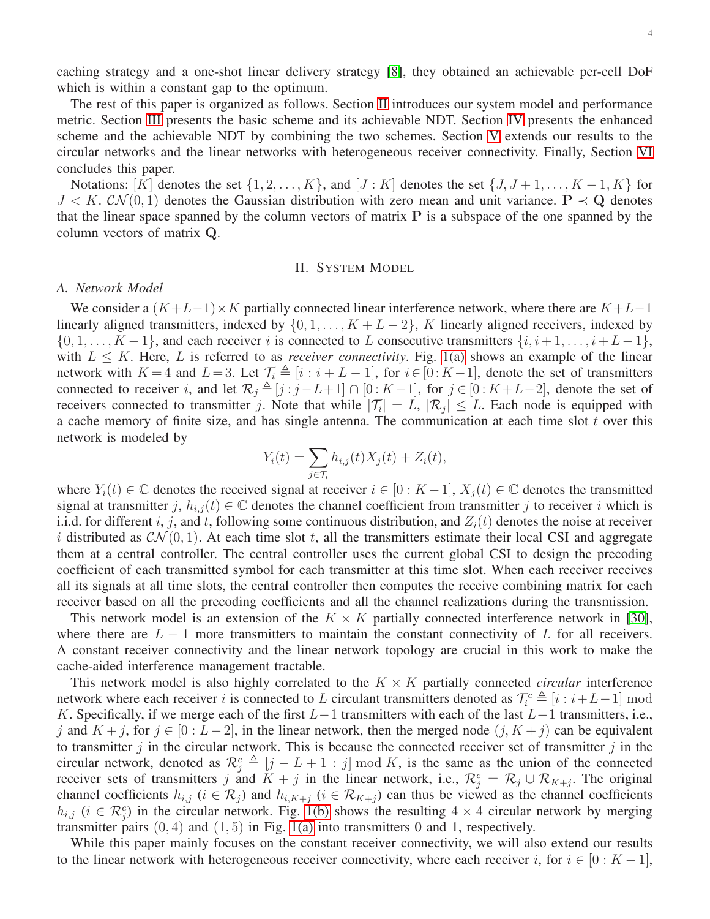caching strategy and a one-shot linear delivery strategy [8], they obtained an achievable per-cell DoF which is within a constant gap to the optimum.

The rest of this paper is organized as follows. Section II introduces our system model and performance metric. Section III presents the basic scheme and its achievable NDT. Section IV presents the enhanced scheme and the achievable NDT by combining the two schemes. Section V extends our results to the circular networks and the linear networks with heterogeneous receiver connectivity. Finally, Section VI concludes this paper.

Notations: $[K]$ denotes the set $\{1, 2, \dots, K\}$, and $[J : K]$ denotes the set $\{J, J+1, \dots, K-1, K\}$ for $J < K$. $\mathcal{CN}(0, 1)$ denotes the Gaussian distribution with zero mean and unit variance. $\mathbf{P} \prec \mathbf{Q}$ denotes that the linear space spanned by the column vectors of matrix $\mathbf{P}$ is a subspace of the one spanned by the column vectors of matrix $\mathbf{Q}$.

## II. System Model

### A. Network Model

We consider a $(K+L-1)\times K$ partially connected linear interference network, where there are $K+L-1$ linearly aligned transmitters, indexed by $\{0, 1, \dots, K+L-2\}$, $K$ linearly aligned receivers, indexed by $\{0, 1, \dots, K-1\}$, and each receiver $i$ is connected to $L$ consecutive transmitters $\{i, i+1, \dots, i+L-1\}$, with $L \le K$. Here, $L$ is referred to as *receiver connectivity*. Fig. 1(a) shows an example of the linear network with $K=4$ and $L=3$. Let $\mathcal{T}_i \triangleq [i : i+L-1]$, for $i \in [0 : K-1]$, denote the set of transmitters connected to receiver $i$, and let $\mathcal{R}_j \triangleq [j : j-L+1] \cap [0 : K-1]$, for $j \in [0 : K+L-2]$, denote the set of receivers connected to transmitter $j$. Note that while $|\mathcal{T}_i| = L$, $|\mathcal{R}_j| \le L$. Each node is equipped with a cache memory of finite size, and has single antenna. The communication at each time slot $t$ over this network is modeled by

$$Y_i(t) = \sum_{j \in \mathcal{T}_i} h_{i,j}(t) X_j(t) + Z_i(t),$$

where $Y_i(t) \in \mathbb{C}$ denotes the received signal at receiver $i \in [0 : K-1]$, $X_j(t) \in \mathbb{C}$ denotes the transmitted signal at transmitter $j$, $h_{i,j}(t) \in \mathbb{C}$ denotes the channel coefficient from transmitter $j$ to receiver $i$ which is i.i.d. for different $i$, $j$, and $t$, following some continuous distribution, and $Z_i(t)$ denotes the noise at receiver $i$ distributed as $\mathcal{CN}(0, 1)$. At each time slot $t$, all the transmitters estimate their local CSI and aggregate them at a central controller. The central controller uses the current global CSI to design the precoding coefficient of each transmitted symbol for each transmitter at this time slot. When each receiver receives all its signals at all time slots, the central controller then computes the receive combining matrix for each receiver based on all the precoding coefficients and all the channel realizations during the transmission.

This network model is an extension of the $K \times K$ partially connected interference network in [30], where there are $L-1$ more transmitters to maintain the constant connectivity of $L$ for all receivers. A constant receiver connectivity and the linear network topology are crucial in this work to make the cache-aided interference management tractable.

This network model is also highly correlated to the $K \times K$ partially connected *circular* interference network where each receiver $i$ is connected to $L$ circulant transmitters denoted as $\mathcal{T}_i^c \triangleq [i : i+L-1] \bmod K$. Specifically, if we merge each of the first $L-1$ transmitters with each of the last $L-1$ transmitters, i.e., $j$ and $K+j$, for $j \in [0 : L-2]$, in the linear network, then the merged node $(j, K+j)$ can be equivalent to transmitter $j$ in the circular network. This is because the connected receiver set of transmitter $j$ in the circular network, denoted as $\mathcal{R}_j^c \triangleq [j-L+1 : j] \bmod K$, is the same as the union of the connected receiver sets of transmitters $j$ and $K+j$ in the linear network, i.e., $\mathcal{R}_j^c = \mathcal{R}_j \cup \mathcal{R}_{K+j}$. The original channel coefficients $h_{i,j}$ ($i \in \mathcal{R}_j$) and $h_{i,K+j}$ ($i \in \mathcal{R}_{K+j}$) can thus be viewed as the channel coefficients $h_{i,j}$ ($i \in \mathcal{R}_j^c$) in the circular network. Fig. 1(b) shows the resulting $4 \times 4$ circular network by merging transmitter pairs $(0, 4)$ and $(1, 5)$ in Fig. 1(a) into transmitters 0 and 1, respectively.

While this paper mainly focuses on the constant receiver connectivity, we will also extend our results to the linear network with heterogeneous receiver connectivity, where each receiver $i$, for $i \in [0 : K-1]$,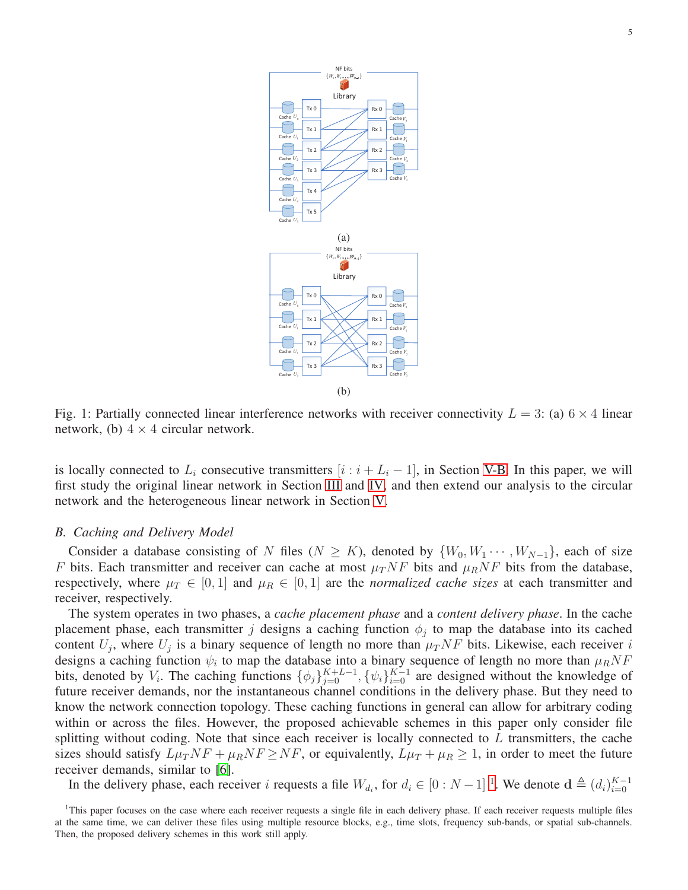Fig. 1: Partially connected linear interference networks with receiver connectivity $L = 3$: (a) $6 \times 4$ linear network, (b) $4 \times 4$ circular network.

is locally connected to $L_i$ consecutive transmitters $[i : i + L_i - 1]$, in Section V-B. In this paper, we will first study the original linear network in Section III and IV, and then extend our analysis to the circular network and the heterogeneous linear network in Section V.

### B. Caching and Delivery Model

Consider a database consisting of $N$ files ($N \geq K$), denoted by $\{W_0, W_1 \cdots, W_{N-1}\}$, each of size $F$ bits. Each transmitter and receiver can cache at most $\mu_T NF$ bits and $\mu_R NF$ bits from the database, respectively, where $\mu_T \in [0, 1]$ and $\mu_R \in [0, 1]$ are the *normalized cache sizes* at each transmitter and receiver, respectively.

The system operates in two phases, a *cache placement phase* and a *content delivery phase*. In the cache placement phase, each transmitter $j$ designs a caching function $\phi_j$ to map the database into its cached content $U_j$, where $U_j$ is a binary sequence of length no more than $\mu_T NF$ bits. Likewise, each receiver $i$ designs a caching function $\psi_i$ to map the database into a binary sequence of length no more than $\mu_R NF$ bits, denoted by $V_i$. The caching functions $\{\phi_j\}_{j=0}^{K+L-1}, \{\psi_i\}_{i=0}^{K-1}$ are designed without the knowledge of future receiver demands, nor the instantaneous channel conditions in the delivery phase. But they need to know the network connection topology. These caching functions in general can allow for arbitrary coding within or across the files. However, the proposed achievable schemes in this paper only consider file splitting without coding. Note that since each receiver is locally connected to $L$ transmitters, the cache sizes should satisfy $L\mu_T NF + \mu_R NF \geq NF$, or equivalently, $L\mu_T + \mu_R \geq 1$, in order to meet the future receiver demands, similar to [6].

In the delivery phase, each receiver $i$ requests a file $W_{d_i}$, for $d_i \in [0 : N-1]$ [1]. We denote $\mathbf{d} \triangleq (d_i)_{i=0}^{K-1}$

[1]This paper focuses on the case where each receiver requests a single file in each delivery phase. If each receiver requests multiple files at the same time, we can deliver these files using multiple resource blocks, e.g., time slots, frequency sub-bands, or spatial sub-channels. Then, the proposed delivery schemes in this work still apply.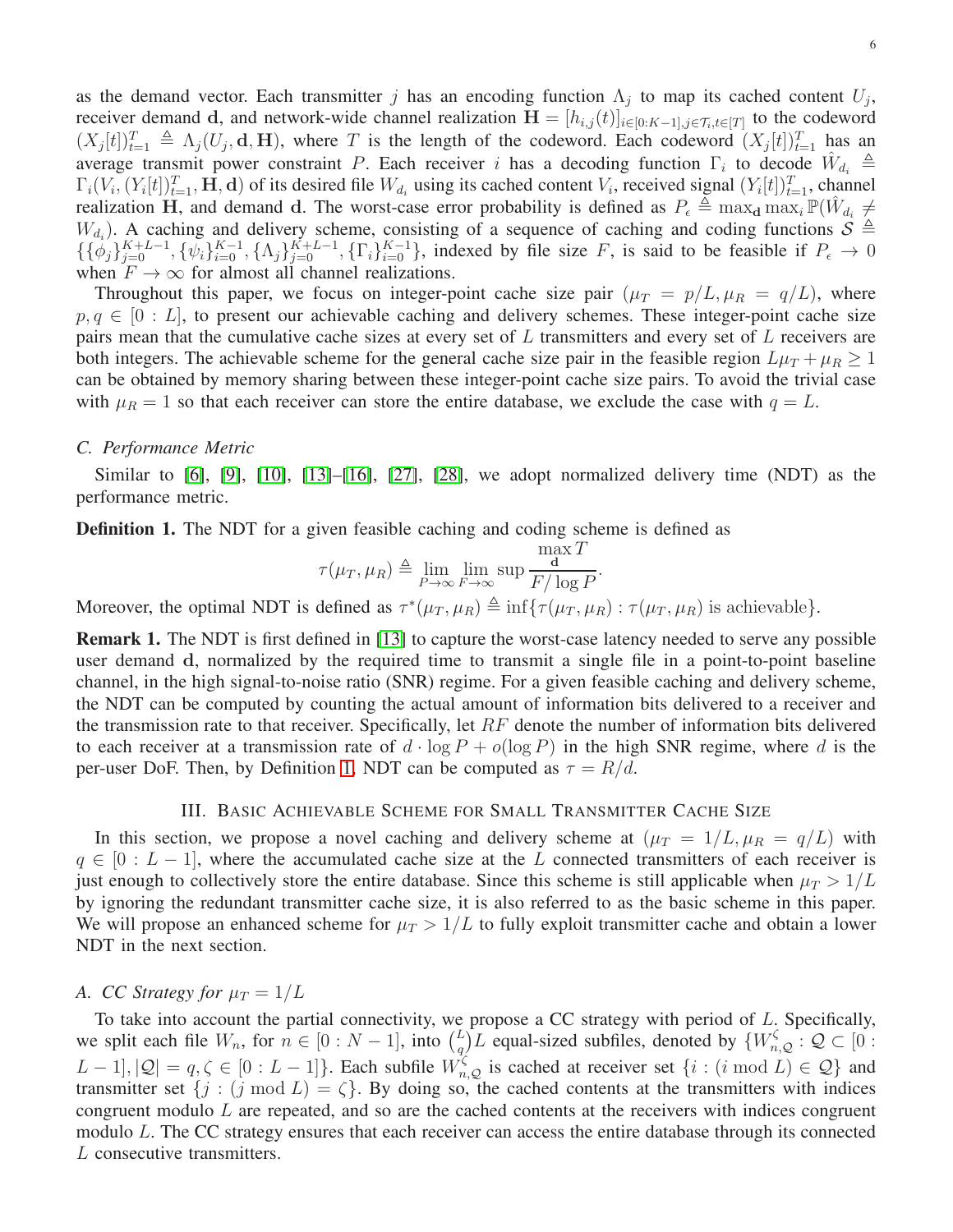as the demand vector. Each transmitter $j$ has an encoding function $\Lambda_j$ to map its cached content $U_j$, receiver demand $\mathbf{d}$, and network-wide channel realization $\mathbf{H} = [h_{i,j}(t)]_{i\in[0:K-1],j\in\mathcal{T}_i,t\in[T]}$ to the codeword $(X_j[t])_{t=1}^T \triangleq \Lambda_j(U_j, \mathbf{d}, \mathbf{H})$, where $T$ is the length of the codeword. Each codeword $(X_j[t])_{t=1}^T$ has an average transmit power constraint $P$. Each receiver $i$ has a decoding function $\Gamma_i$ to decode $\hat{W}_{d_i} \triangleq \Gamma_i(V_i, (Y_i[t])_{t=1}^T, \mathbf{H}, \mathbf{d})$ of its desired file $W_{d_i}$ using its cached content $V_i$, received signal $(Y_i[t])_{t=1}^T$, channel realization $\mathbf{H}$, and demand $\mathbf{d}$. The worst-case error probability is defined as $P_\epsilon \triangleq \max_{\mathbf{d}} \max_i \mathbb{P}(\hat{W}_{d_i} \neq W_{d_i})$. A caching and delivery scheme, consisting of a sequence of caching and coding functions $\mathcal{S} \triangleq \{\{\phi_j\}_{j=0}^{K+L-1}, \{\psi_i\}_{i=0}^{K-1}, \{\Lambda_j\}_{j=0}^{K+L-1}, \{\Gamma_i\}_{i=0}^{K-1}\}$, indexed by file size $F$, is said to be feasible if $P_\epsilon \to 0$ when $F \to \infty$ for almost all channel realizations.

Throughout this paper, we focus on integer-point cache size pair $(\mu_T = p/L, \mu_R = q/L)$, where $p, q \in [0 : L]$, to present our achievable caching and delivery schemes. These integer-point cache size pairs mean that the cumulative cache sizes at every set of $L$ transmitters and every set of $L$ receivers are both integers. The achievable scheme for the general cache size pair in the feasible region $L\mu_T + \mu_R \geq 1$ can be obtained by memory sharing between these integer-point cache size pairs. To avoid the trivial case with $\mu_R = 1$ so that each receiver can store the entire database, we exclude the case with $q = L$.

### C. Performance Metric

Similar to [6], [9], [10], [13]–[16], [27], [28], we adopt normalized delivery time (NDT) as the performance metric.

**Definition 1.** The NDT for a given feasible caching and coding scheme is defined as

$$\tau(\mu_T, \mu_R) \triangleq \lim_{P\to\infty} \lim_{F\to\infty} \sup \frac{\max_{\mathbf{d}} T}{F/\log P}.$$

Moreover, the optimal NDT is defined as $\tau^*(\mu_T, \mu_R) \triangleq \inf\{\tau(\mu_T, \mu_R) : \tau(\mu_T, \mu_R) \text{ is achievable}\}$.

**Remark 1.** The NDT is first defined in [13] to capture the worst-case latency needed to serve any possible user demand $\mathbf{d}$, normalized by the required time to transmit a single file in a point-to-point baseline channel, in the high signal-to-noise ratio (SNR) regime. For a given feasible caching and delivery scheme, the NDT can be computed by counting the actual amount of information bits delivered to a receiver and the transmission rate to that receiver. Specifically, let $RF$ denote the number of information bits delivered to each receiver at a transmission rate of $d \cdot \log P + o(\log P)$ in the high SNR regime, where $d$ is the per-user DoF. Then, by Definition 1, NDT can be computed as $\tau = R/d$.

## III. Basic Achievable Scheme for Small Transmitter Cache Size

In this section, we propose a novel caching and delivery scheme at $(\mu_T = 1/L, \mu_R = q/L)$ with $q \in [0 : L-1]$, where the accumulated cache size at the $L$ connected transmitters of each receiver is just enough to collectively store the entire database. Since this scheme is still applicable when $\mu_T > 1/L$ by ignoring the redundant transmitter cache size, it is also referred to as the basic scheme in this paper. We will propose an enhanced scheme for $\mu_T > 1/L$ to fully exploit transmitter cache and obtain a lower NDT in the next section.

### A. CC Strategy for $\mu_T = 1/L$

To take into account the partial connectivity, we propose a CC strategy with period of $L$. Specifically, we split each file $W_n$, for $n \in [0 : N-1]$, into $\binom{L}{q}L$ equal-sized subfiles, denoted by $\{W_{n,\mathcal{Q}}^\zeta : \mathcal{Q} \subset [0 : L-1], |\mathcal{Q}| = q, \zeta \in [0 : L-1]\}$. Each subfile $W_{n,\mathcal{Q}}^\zeta$ is cached at receiver set $\{i : (i \bmod L) \in \mathcal{Q}\}$ and transmitter set $\{j : (j \bmod L) = \zeta\}$. By doing so, the cached contents at the transmitters with indices congruent modulo $L$ are repeated, and so are the cached contents at the receivers with indices congruent modulo $L$. The CC strategy ensures that each receiver can access the entire database through its connected $L$ consecutive transmitters.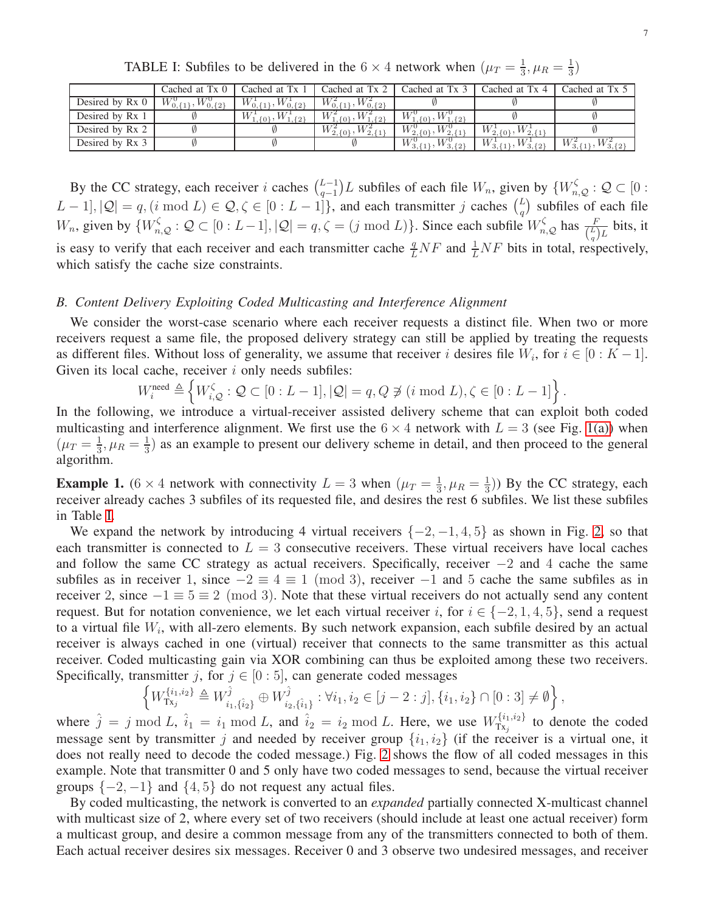TABLE I: Subfiles to be delivered in the $6 \times 4$ network when $(\mu_T = \frac{1}{3}, \mu_R = \frac{1}{3})$

| | Cached at Tx 0 | Cached at Tx 1 | Cached at Tx 2 | Cached at Tx 3 | Cached at Tx 4 | Cached at Tx 5 |
|---|---|---|---|---|---|---|
| Desired by Rx 0 | $W^0_{0,\{1\}}, W^0_{0,\{2\}}$ | $W^1_{0,\{1\}}, W^1_{0,\{2\}}$ | $W^2_{0,\{1\}}, W^2_{0,\{2\}}$ | $\emptyset$ | $\emptyset$ | $\emptyset$ |
| Desired by Rx 1 | $\emptyset$ | $W^1_{1,\{0\}}, W^1_{1,\{2\}}$ | $W^2_{1,\{0\}}, W^2_{1,\{2\}}$ | $W^0_{1,\{0\}}, W^0_{1,\{2\}}$ | $\emptyset$ | $\emptyset$ |
| Desired by Rx 2 | $\emptyset$ | $\emptyset$ | $W^2_{2,\{0\}}, W^2_{2,\{1\}}$ | $W^0_{2,\{0\}}, W^0_{2,\{1\}}$ | $W^1_{2,\{0\}}, W^1_{2,\{1\}}$ | $\emptyset$ |
| Desired by Rx 3 | $\emptyset$ | $\emptyset$ | $\emptyset$ | $W^0_{3,\{1\}}, W^0_{3,\{2\}}$ | $W^1_{3,\{1\}}, W^1_{3,\{2\}}$ | $W^2_{3,\{1\}}, W^2_{3,\{2\}}$ |

By the CC strategy, each receiver $i$ caches $\binom{L-1}{q-1}L$ subfiles of each file $W_n$, given by $\{W^{\zeta}_{n,\mathcal{Q}} : \mathcal{Q} \subset [0 : L-1], |\mathcal{Q}| = q, (i \bmod L) \in \mathcal{Q}, \zeta \in [0 : L-1]\}$, and each transmitter $j$ caches $\binom{L}{q}$ subfiles of each file $W_n$, given by $\{W^{\zeta}_{n,\mathcal{Q}} : \mathcal{Q} \subset [0 : L-1], |\mathcal{Q}| = q, \zeta = (j \bmod L)\}$. Since each subfile $W^{\zeta}_{n,\mathcal{Q}}$ has $\frac{F}{\binom{L}{q}L}$ bits, it is easy to verify that each receiver and each transmitter cache $\frac{q}{L}NF$ and $\frac{1}{L}NF$ bits in total, respectively, which satisfy the cache size constraints.

### *B. Content Delivery Exploiting Coded Multicasting and Interference Alignment*

We consider the worst-case scenario where each receiver requests a distinct file. When two or more receivers request a same file, the proposed delivery strategy can still be applied by treating the requests as different files. Without loss of generality, we assume that receiver $i$ desires file $W_i$, for $i \in [0 : K-1]$. Given its local cache, receiver $i$ only needs subfiles:

$$W^{\text{need}}_i \triangleq \left\{ W^{\zeta}_{i,\mathcal{Q}} : \mathcal{Q} \subset [0 : L-1], |\mathcal{Q}| = q, Q \not\ni (i \bmod L), \zeta \in [0 : L-1] \right\}.$$

In the following, we introduce a virtual-receiver assisted delivery scheme that can exploit both coded multicasting and interference alignment. We first use the $6 \times 4$ network with $L = 3$ (see Fig. 1(a)) when $(\mu_T = \frac{1}{3}, \mu_R = \frac{1}{3})$ as an example to present our delivery scheme in detail, and then proceed to the general algorithm.

**Example 1.** ($6 \times 4$ network with connectivity $L = 3$ when $(\mu_T = \frac{1}{3}, \mu_R = \frac{1}{3})$) By the CC strategy, each receiver already caches 3 subfiles of its requested file, and desires the rest 6 subfiles. We list these subfiles in Table I.

We expand the network by introducing 4 virtual receivers $\{-2, -1, 4, 5\}$ as shown in Fig. 2, so that each transmitter is connected to $L = 3$ consecutive receivers. These virtual receivers have local caches and follow the same CC strategy as actual receivers. Specifically, receiver $-2$ and $4$ cache the same subfiles as in receiver 1, since $-2 \equiv 4 \equiv 1 \pmod 3$, receiver $-1$ and $5$ cache the same subfiles as in receiver 2, since $-1 \equiv 5 \equiv 2 \pmod 3$. Note that these virtual receivers do not actually send any content request. But for notation convenience, we let each virtual receiver $i$, for $i \in \{-2, 1, 4, 5\}$, send a request to a virtual file $W_i$, with all-zero elements. By such network expansion, each subfile desired by an actual receiver is always cached in one (virtual) receiver that connects to the same transmitter as this actual receiver. Coded multicasting gain via XOR combining can thus be exploited among these two receivers. Specifically, transmitter $j$, for $j \in [0 : 5]$, can generate coded messages

$$\left\{ W^{\{i_1,i_2\}}_{\text{Tx}_j} \triangleq W^{\hat{j}}_{i_1,\{\hat{i}_2\}} \oplus W^{\hat{j}}_{i_2,\{\hat{i}_1\}} : \forall i_1, i_2 \in [j-2 : j], \{i_1, i_2\} \cap [0 : 3] \neq \emptyset \right\},$$

where $\hat{j} = j \bmod L$, $\hat{i}_1 = i_1 \bmod L$, and $\hat{i}_2 = i_2 \bmod L$. Here, we use $W^{\{i_1,i_2\}}_{\text{Tx}_j}$ to denote the coded message sent by transmitter $j$ and needed by receiver group $\{i_1, i_2\}$ (if the receiver is a virtual one, it does not really need to decode the coded message.) Fig. 2 shows the flow of all coded messages in this example. Note that transmitter 0 and 5 only have two coded messages to send, because the virtual receiver groups $\{-2, -1\}$ and $\{4, 5\}$ do not request any actual files.

By coded multicasting, the network is converted to an *expanded* partially connected X-multicast channel with multicast size of 2, where every set of two receivers (should include at least one actual receiver) form a multicast group, and desire a common message from any of the transmitters connected to both of them. Each actual receiver desires six messages. Receiver 0 and 3 observe two undesired messages, and receiver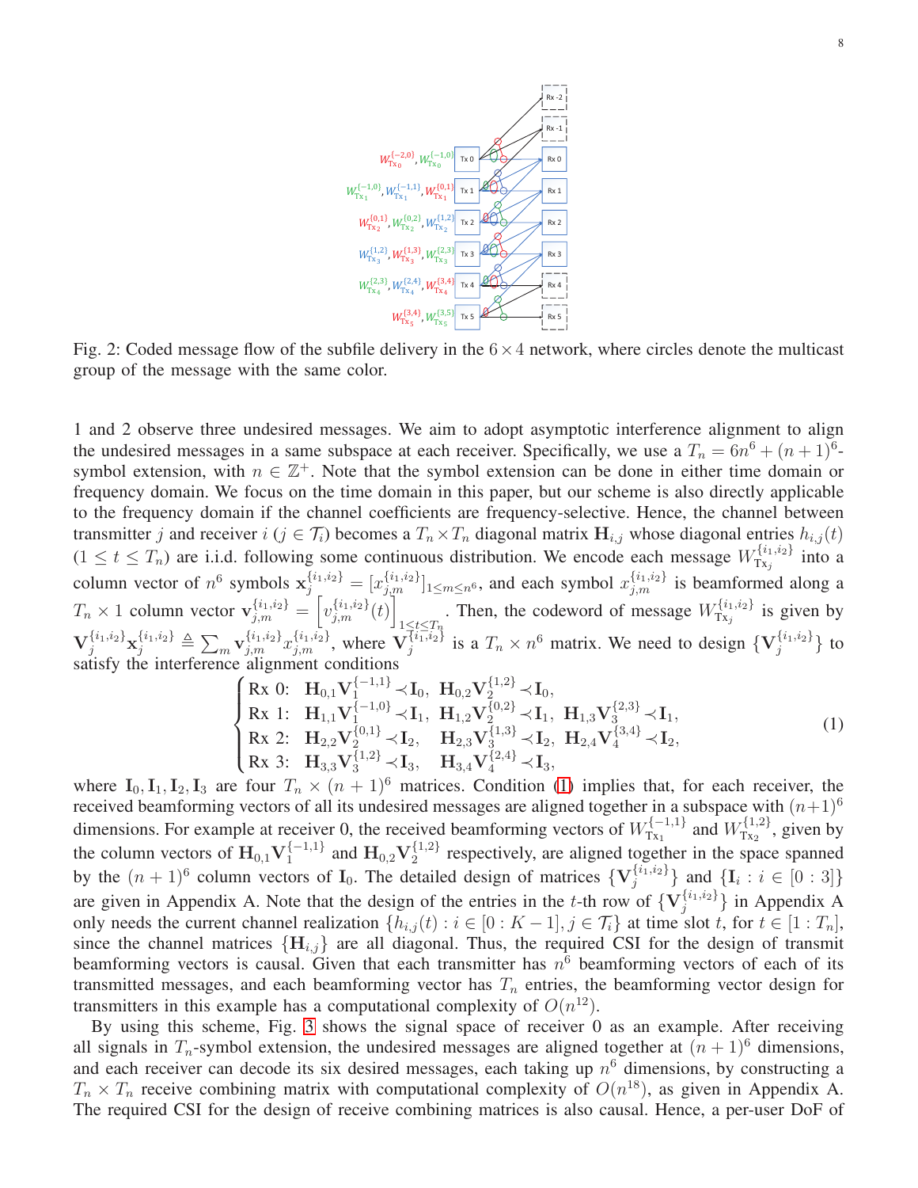Fig. 2: Coded message flow of the subfile delivery in the $6 \times 4$ network, where circles denote the multicast group of the message with the same color.

1 and 2 observe three undesired messages. We aim to adopt asymptotic interference alignment to align the undesired messages in a same subspace at each receiver. Specifically, we use a $T_n = 6n^6 + (n+1)^6$-symbol extension, with $n \in \mathbb{Z}^+$. Note that the symbol extension can be done in either time domain or frequency domain. We focus on the time domain in this paper, but our scheme is also directly applicable to the frequency domain if the channel coefficients are frequency-selective. Hence, the channel between transmitter $j$ and receiver $i$ ($j \in \mathcal{T}_i$) becomes a $T_n \times T_n$ diagonal matrix $\mathbf{H}_{i,j}$ whose diagonal entries $h_{i,j}(t)$ ($1 \leq t \leq T_n$) are i.i.d. following some continuous distribution. We encode each message $W_{\text{Tx}_j}^{\{i_1,i_2\}}$ into a column vector of $n^6$ symbols $\mathbf{x}_j^{\{i_1,i_2\}} = [x_{j,m}^{\{i_1,i_2\}}]_{1 \leq m \leq n^6}$, and each symbol $x_{j,m}^{\{i_1,i_2\}}$ is beamformed along a $T_n \times 1$ column vector $\mathbf{v}_{j,m}^{\{i_1,i_2\}} = \left[ v_{j,m}^{\{i_1,i_2\}}(t) \right]_{1 \leq t \leq T_n}$. Then, the codeword of message $W_{\text{Tx}_j}^{\{i_1,i_2\}}$ is given by $\mathbf{V}_j^{\{i_1,i_2\}} \mathbf{x}_j^{\{i_1,i_2\}} \triangleq \sum_m \mathbf{v}_{j,m}^{\{i_1,i_2\}} x_{j,m}^{\{i_1,i_2\}}$, where $\mathbf{V}_j^{\{i_1,i_2\}}$ is a $T_n \times n^6$ matrix. We need to design $\{\mathbf{V}_j^{\{i_1,i_2\}}\}$ to satisfy the interference alignment conditions

$$
\begin{cases}
\text{Rx 0:} \;\; \mathbf{H}_{0,1}\mathbf{V}_1^{\{-1,1\}} \prec \mathbf{I}_0, \;\; \mathbf{H}_{0,2}\mathbf{V}_2^{\{1,2\}} \prec \mathbf{I}_0, \\
\text{Rx 1:} \;\; \mathbf{H}_{1,1}\mathbf{V}_1^{\{-1,0\}} \prec \mathbf{I}_1, \;\; \mathbf{H}_{1,2}\mathbf{V}_2^{\{0,2\}} \prec \mathbf{I}_1, \;\; \mathbf{H}_{1,3}\mathbf{V}_3^{\{2,3\}} \prec \mathbf{I}_1, \\
\text{Rx 2:} \;\; \mathbf{H}_{2,2}\mathbf{V}_2^{\{0,1\}} \prec \mathbf{I}_2, \;\;\;\; \mathbf{H}_{2,3}\mathbf{V}_3^{\{1,3\}} \prec \mathbf{I}_2, \;\; \mathbf{H}_{2,4}\mathbf{V}_4^{\{3,4\}} \prec \mathbf{I}_2, \\
\text{Rx 3:} \;\; \mathbf{H}_{3,3}\mathbf{V}_3^{\{1,2\}} \prec \mathbf{I}_3, \;\;\;\; \mathbf{H}_{3,4}\mathbf{V}_4^{\{2,4\}} \prec \mathbf{I}_3,
\end{cases}
\tag{1}
$$

where $\mathbf{I}_0, \mathbf{I}_1, \mathbf{I}_2, \mathbf{I}_3$ are four $T_n \times (n+1)^6$ matrices. Condition (1) implies that, for each receiver, the received beamforming vectors of all its undesired messages are aligned together in a subspace with $(n+1)^6$ dimensions. For example at receiver 0, the received beamforming vectors of $W_{\text{Tx}_1}^{\{-1,1\}}$ and $W_{\text{Tx}_2}^{\{1,2\}}$, given by the column vectors of $\mathbf{H}_{0,1}\mathbf{V}_1^{\{-1,1\}}$ and $\mathbf{H}_{0,2}\mathbf{V}_2^{\{1,2\}}$ respectively, are aligned together in the space spanned by the $(n+1)^6$ column vectors of $\mathbf{I}_0$. The detailed design of matrices $\{\mathbf{V}_j^{\{i_1,i_2\}}\}$ and $\{\mathbf{I}_i : i \in [0:3]\}$ are given in Appendix A. Note that the design of the entries in the $t$-th row of $\{\mathbf{V}_j^{\{i_1,i_2\}}\}$ in Appendix A only needs the current channel realization $\{h_{i,j}(t) : i \in [0:K-1], j \in \mathcal{T}_i\}$ at time slot $t$, for $t \in [1:T_n]$, since the channel matrices $\{\mathbf{H}_{i,j}\}$ are all diagonal. Thus, the required CSI for the design of transmit beamforming vectors is causal. Given that each transmitter has $n^6$ beamforming vectors of each of its transmitted messages, and each beamforming vector has $T_n$ entries, the beamforming vector design for transmitters in this example has a computational complexity of $O(n^{12})$.

By using this scheme, Fig. 3 shows the signal space of receiver 0 as an example. After receiving all signals in $T_n$-symbol extension, the undesired messages are aligned together in $(n+1)^6$ dimensions, and each receiver can decode its six desired messages, each taking up $n^6$ dimensions, by constructing a $T_n \times T_n$ receive combining matrix with computational complexity of $O(n^{18})$, as given in Appendix A. The required CSI for the design of receive combining matrices is also causal. Hence, a per-user DoF of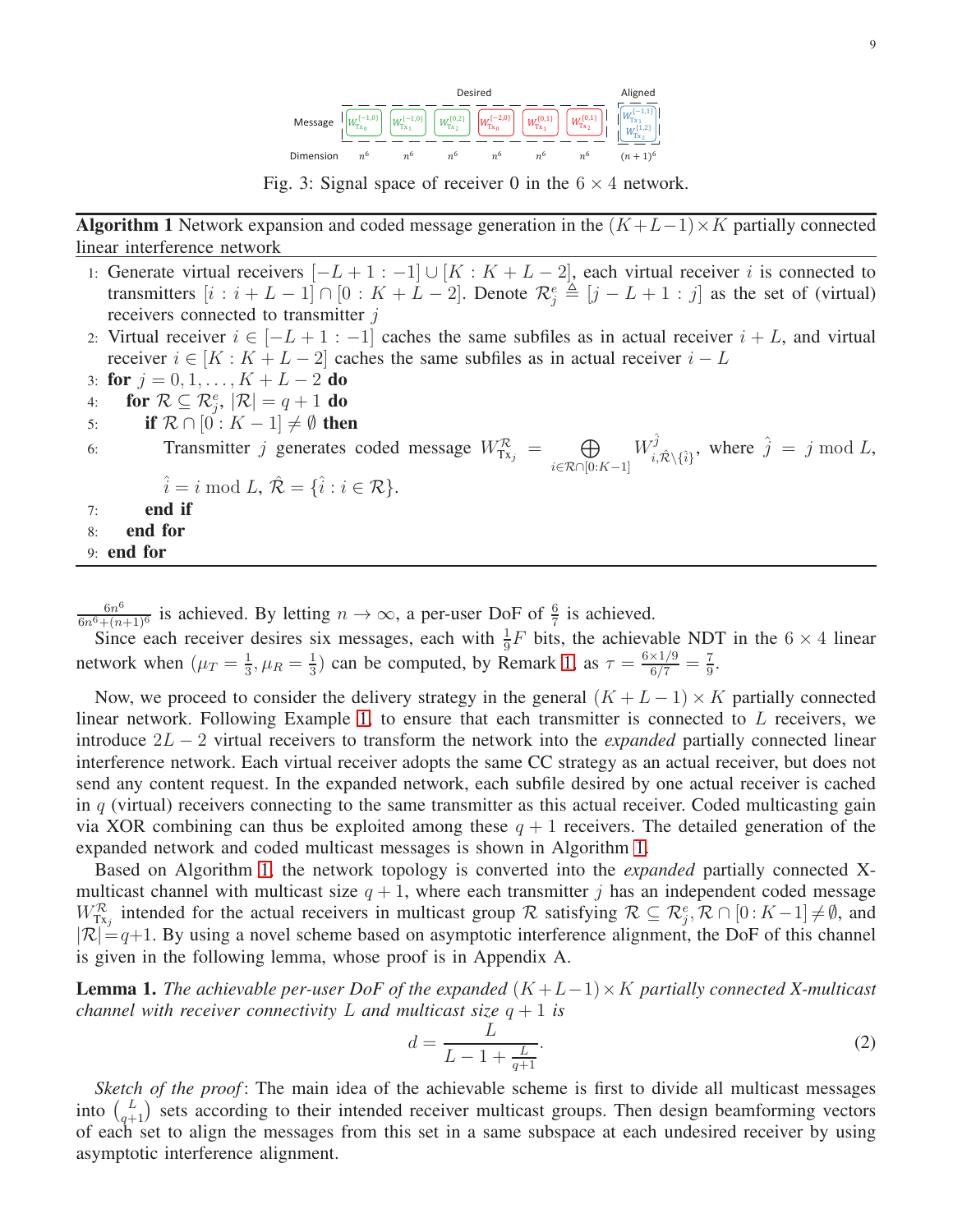| Message | Desired | | | | | | Aligned |
|---|---|---|---|---|---|---|---|
| | $W_{\mathrm{Tx}_0}^{(-1,0)}$ | $W_{\mathrm{Tx}_1}^{(-1,0)}$ | $W_{\mathrm{Tx}_2}^{(0,2)}$ | $W_{\mathrm{Tx}_0}^{(-2,0)}$ | $W_{\mathrm{Tx}_1}^{(0,1)}$ | $W_{\mathrm{Tx}_2}^{(0,1)}$ | $W_{\mathrm{Tx}_1}^{(-1,1)}$, $W_{\mathrm{Tx}_2}^{(1,2)}$ |
| Dimension | $n^6$ | $n^6$ | $n^6$ | $n^6$ | $n^6$ | $n^6$ | $(n+1)^6$ |

Fig. 3: Signal space of receiver 0 in the $6 \times 4$ network.

---

**Algorithm 1** Network expansion and coded message generation in the $(K+L-1)\times K$ partially connected linear interference network

1: Generate virtual receivers $[-L+1:-1]\cup[K:K+L-2]$, each virtual receiver $i$ is connected to transmitters $[i:i+L-1]\cap[0:K+L-2]$. Denote $\mathcal{R}_j^e \triangleq [j-L+1:j]$ as the set of (virtual) receivers connected to transmitter $j$

2: Virtual receiver $i\in[-L+1:-1]$ caches the same subfiles as in actual receiver $i+L$, and virtual receiver $i\in[K:K+L-2]$ caches the same subfiles as in actual receiver $i-L$

3: **for** $j=0,1,\ldots,K+L-2$ **do**

4: **for** $\mathcal{R}\subseteq\mathcal{R}_j^e$, $|\mathcal{R}|=q+1$ **do**

5: **if** $\mathcal{R}\cap[0:K-1]\neq\emptyset$ **then**

6: Transmitter $j$ generates coded message $W_{\mathrm{Tx}_j}^{\mathcal{R}} = \bigoplus_{i\in\mathcal{R}\cap[0:K-1]} W_{i,\hat{\mathcal{R}}\setminus\{\hat{i}\}}^{\hat{j}}$, where $\hat{j}=j \bmod L$, $\hat{i}=i \bmod L$, $\hat{\mathcal{R}}=\{\hat{i}:i\in\mathcal{R}\}$.

7: **end if**

8: **end for**

9: **end for**

---

$\frac{6n^6}{6n^6+(n+1)^6}$ is achieved. By letting $n\to\infty$, a per-user DoF of $\frac{6}{7}$ is achieved.

Since each receiver desires six messages, each with $\frac{1}{9}F$ bits, the achievable NDT in the $6\times 4$ linear network when $(\mu_T=\frac{1}{3},\mu_R=\frac{1}{3})$ can be computed, by Remark 1, as $\tau=\frac{6\times 1/9}{6/7}=\frac{7}{9}$.

Now, we proceed to consider the delivery strategy in the general $(K+L-1)\times K$ partially connected linear network. Following Example 1, to ensure that each transmitter is connected to $L$ receivers, we introduce $2L-2$ virtual receivers to transform the network into the *expanded* partially connected linear interference network. Each virtual receiver adopts the same CC strategy as an actual receiver, but does not send any content request. In the expanded network, each subfile desired by one actual receiver is cached in $q$ (virtual) receivers connecting to the same transmitter as this actual receiver. Coded multicasting gain via XOR combining can thus be exploited among these $q+1$ receivers. The detailed generation of the expanded network and coded multicast messages is shown in Algorithm 1.

Based on Algorithm 1, the network topology is converted into the *expanded* partially connected X-multicast channel with multicast size $q+1$, where each transmitter $j$ has an independent coded message $W_{\mathrm{Tx}_j}^{\mathcal{R}}$ intended for the actual receivers in multicast group $\mathcal{R}$ satisfying $\mathcal{R}\subseteq\mathcal{R}_j^e$, $\mathcal{R}\cap[0:K-1]\neq\emptyset$, and $|\mathcal{R}|=q+1$. By using a novel scheme based on asymptotic interference alignment, the DoF of this channel is given in the following lemma, whose proof is in Appendix A.

**Lemma 1.** *The achievable per-user DoF of the expanded $(K+L-1)\times K$ partially connected X-multicast channel with receiver connectivity $L$ and multicast size $q+1$ is*

$$d=\frac{L}{L-1+\frac{L}{q+1}}. \tag{2}$$

*Sketch of the proof*: The main idea of the achievable scheme is first to divide all multicast messages into $\binom{L}{q+1}$ sets according to their intended receiver multicast groups. Then design beamforming vectors of each set to align the messages from this set in a same subspace at each undesired receiver by using asymptotic interference alignment.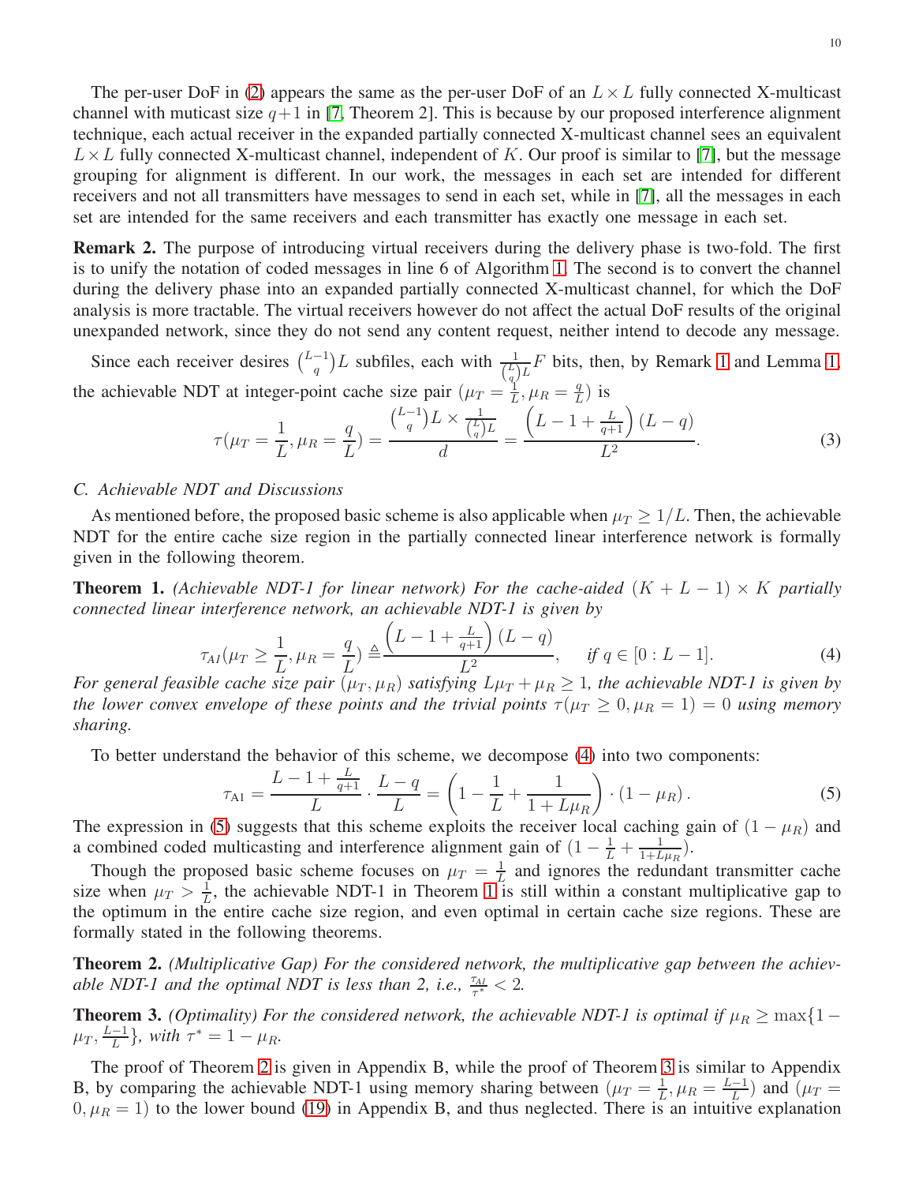The per-user DoF in (2) appears the same as the per-user DoF of an $L \times L$ fully connected X-multicast channel with muticast size $q+1$ in [7, Theorem 2]. This is because by our proposed interference alignment technique, each actual receiver in the expanded partially connected X-multicast channel sees an equivalent $L \times L$ fully connected X-multicast channel, independent of $K$. Our proof is similar to [7], but the message grouping for alignment is different. In our work, the messages in each set are intended for different receivers and not all transmitters have messages to send in each set, while in [7], all the messages in each set are intended for the same receivers and each transmitter has exactly one message in each set.

**Remark 2.** The purpose of introducing virtual receivers during the delivery phase is two-fold. The first is to unify the notation of coded messages in line 6 of Algorithm 1. The second is to convert the channel during the delivery phase into an expanded partially connected X-multicast channel, for which the DoF analysis is more tractable. The virtual receivers however do not affect the actual DoF results of the original unexpanded network, since they do not send any content request, neither intend to decode any message.

Since each receiver desires $\binom{L-1}{q}L$ subfiles, each with $\frac{1}{\binom{L}{q}L}F$ bits, then, by Remark 1 and Lemma 1, the achievable NDT at integer-point cache size pair $(\mu_T = \frac{1}{L}, \mu_R = \frac{q}{L})$ is

$$\tau(\mu_T = \frac{1}{L}, \mu_R = \frac{q}{L}) = \frac{\binom{L-1}{q}L \times \frac{1}{\binom{L}{q}L}}{d} = \frac{\left(L - 1 + \frac{L}{q+1}\right)(L-q)}{L^2}. \tag{3}$$

### C. Achievable NDT and Discussions

As mentioned before, the proposed basic scheme is also applicable when $\mu_T \geq 1/L$. Then, the achievable NDT for the entire cache size region in the partially connected linear interference network is formally given in the following theorem.

**Theorem 1.** *(Achievable NDT-1 for linear network) For the cache-aided $(K+L-1) \times K$ partially connected linear interference network, an achievable NDT-1 is given by*

$$\tau_{A1}(\mu_T \geq \frac{1}{L}, \mu_R = \frac{q}{L}) \triangleq \frac{\left(L - 1 + \frac{L}{q+1}\right)(L-q)}{L^2}, \qquad \text{if } q \in [0 : L-1]. \tag{4}$$

*For general feasible cache size pair $(\mu_T, \mu_R)$ satisfying $L\mu_T + \mu_R \geq 1$, the achievable NDT-1 is given by the lower convex envelope of these points and the trivial points $\tau(\mu_T \geq 0, \mu_R = 1) = 0$ using memory sharing.*

To better understand the behavior of this scheme, we decompose (4) into two components:

$$\tau_{\text{A1}} = \frac{L - 1 + \frac{L}{q+1}}{L} \cdot \frac{L-q}{L} = \left(1 - \frac{1}{L} + \frac{1}{1 + L\mu_R}\right) \cdot (1 - \mu_R). \tag{5}$$

The expression in (5) suggests that this scheme exploits the receiver local caching gain of $(1-\mu_R)$ and a combined coded multicasting and interference alignment gain of $(1 - \frac{1}{L} + \frac{1}{1+L\mu_R})$.

Though the proposed basic scheme focuses on $\mu_T = \frac{1}{L}$ and ignores the redundant transmitter cache size when $\mu_T > \frac{1}{L}$, the achievable NDT-1 in Theorem 1 is still within a constant multiplicative gap to the optimum in the entire cache size region, and even optimal in certain cache size regions. These are formally stated in the following theorems.

**Theorem 2.** *(Multiplicative Gap) For the considered network, the multiplicative gap between the achievable NDT-1 and the optimal NDT is less than 2, i.e., $\frac{\tau_{A1}}{\tau^*} < 2$.*

**Theorem 3.** *(Optimality) For the considered network, the achievable NDT-1 is optimal if $\mu_R \geq \max\{1 - \mu_T, \frac{L-1}{L}\}$, with $\tau^* = 1 - \mu_R$.*

The proof of Theorem 2 is given in Appendix B, while the proof of Theorem 3 is similar to Appendix B, by comparing the achievable NDT-1 using memory sharing between $(\mu_T = \frac{1}{L}, \mu_R = \frac{L-1}{L})$ and $(\mu_T = 0, \mu_R = 1)$ to the lower bound (19) in Appendix B, and thus neglected. There is an intuitive explanation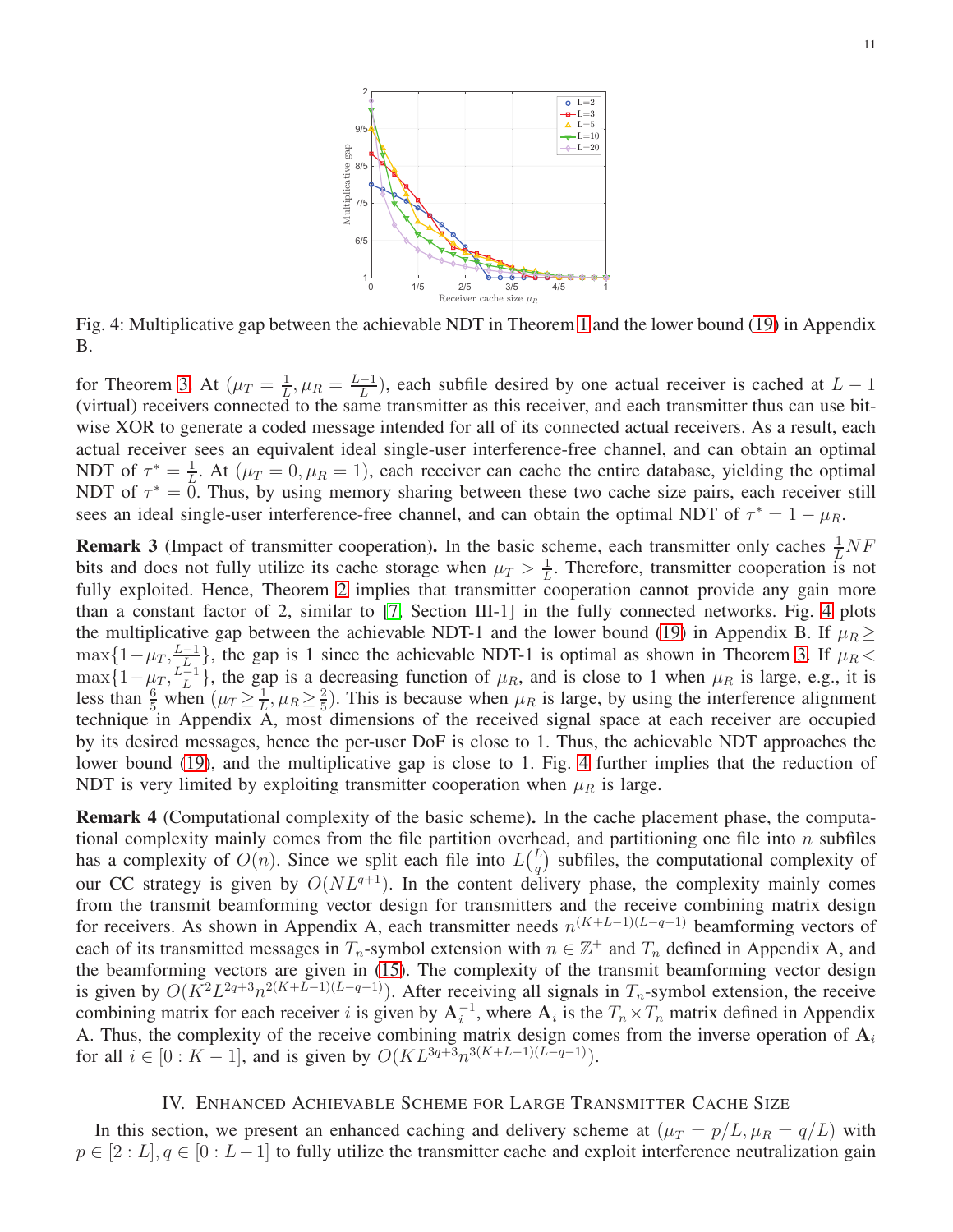Fig. 4: Multiplicative gap between the achievable NDT in Theorem 1 and the lower bound (19) in Appendix B.

for Theorem 3. At ($\mu_T = \frac{1}{L}, \mu_R = \frac{L-1}{L}$), each subfile desired by one actual receiver is cached at $L-1$ (virtual) receivers connected to the same transmitter as this receiver, and each transmitter thus can use bit-wise XOR to generate a coded message intended for all of its connected actual receivers. As a result, each actual receiver sees an equivalent ideal single-user interference-free channel, and can obtain an optimal NDT of $\tau^* = \frac{1}{L}$. At ($\mu_T = 0, \mu_R = 1$), each receiver can cache the entire database, yielding the optimal NDT of $\tau^* = 0$. Thus, by using memory sharing between these two cache size pairs, each receiver still sees an ideal single-user interference-free channel, and can obtain the optimal NDT of $\tau^* = 1 - \mu_R$.

**Remark 3** (Impact of transmitter cooperation)**.** In the basic scheme, each transmitter only caches $\frac{1}{L}NF$ bits and does not fully utilize its cache storage when $\mu_T > \frac{1}{L}$. Therefore, transmitter cooperation is not fully exploited. Hence, Theorem 2 implies that transmitter cooperation cannot provide any gain more than a constant factor of 2, similar to [7, Section III-1] in the fully connected networks. Fig. 4 plots the multiplicative gap between the achievable NDT-1 and the lower bound (19) in Appendix B. If $\mu_R \geq \max\{1-\mu_T, \frac{L-1}{L}\}$, the gap is 1 since the achievable NDT-1 is optimal as shown in Theorem 3. If $\mu_R < \max\{1-\mu_T, \frac{L-1}{L}\}$, the gap is a decreasing function of $\mu_R$, and is close to 1 when $\mu_R$ is large, e.g., it is less than $\frac{6}{5}$ when ($\mu_T \geq \frac{1}{L}, \mu_R \geq \frac{2}{5}$). This is because when $\mu_R$ is large, by using the interference alignment technique in Appendix A, most dimensions of the received signal space at each receiver are occupied by its desired messages, hence the per-user DoF is close to 1. Thus, the achievable NDT approaches the lower bound (19), and the multiplicative gap is close to 1. Fig. 4 further implies that the reduction of NDT is very limited by exploiting transmitter cooperation when $\mu_R$ is large.

**Remark 4** (Computational complexity of the basic scheme)**.** In the cache placement phase, the computational complexity mainly comes from the file partition overhead, and partitioning one file into $n$ subfiles has a complexity of $O(n)$. Since we split each file into $L\binom{L}{q}$ subfiles, the computational complexity of our CC strategy is given by $O(NL^{q+1})$. In the content delivery phase, the complexity mainly comes from the transmit beamforming vector design for transmitters and the receive combining matrix design for receivers. As shown in Appendix A, each transmitter needs $n^{(K+L-1)(L-q-1)}$ beamforming vectors of each of its transmitted messages in $T_n$-symbol extension with $n \in \mathbb{Z}^+$ and $T_n$ defined in Appendix A, and the beamforming vectors are given in (15). The complexity of the transmit beamforming vector design is given by $O(K^2L^{2q+3}n^{2(K+L-1)(L-q-1)})$. After receiving all signals in $T_n$-symbol extension, the receive combining matrix for each receiver $i$ is given by $\mathbf{A}_i^{-1}$, where $\mathbf{A}_i$ is the $T_n \times T_n$ matrix defined in Appendix A. Thus, the complexity of the receive combining matrix design comes from the inverse operation of $\mathbf{A}_i$ for all $i \in [0 : K-1]$, and is given by $O(KL^{3q+3}n^{3(K+L-1)(L-q-1)})$.

## IV. Enhanced Achievable Scheme for Large Transmitter Cache Size

In this section, we present an enhanced caching and delivery scheme at ($\mu_T = p/L, \mu_R = q/L$) with $p \in [2 : L], q \in [0 : L-1]$ to fully utilize the transmitter cache and exploit interference neutralization gain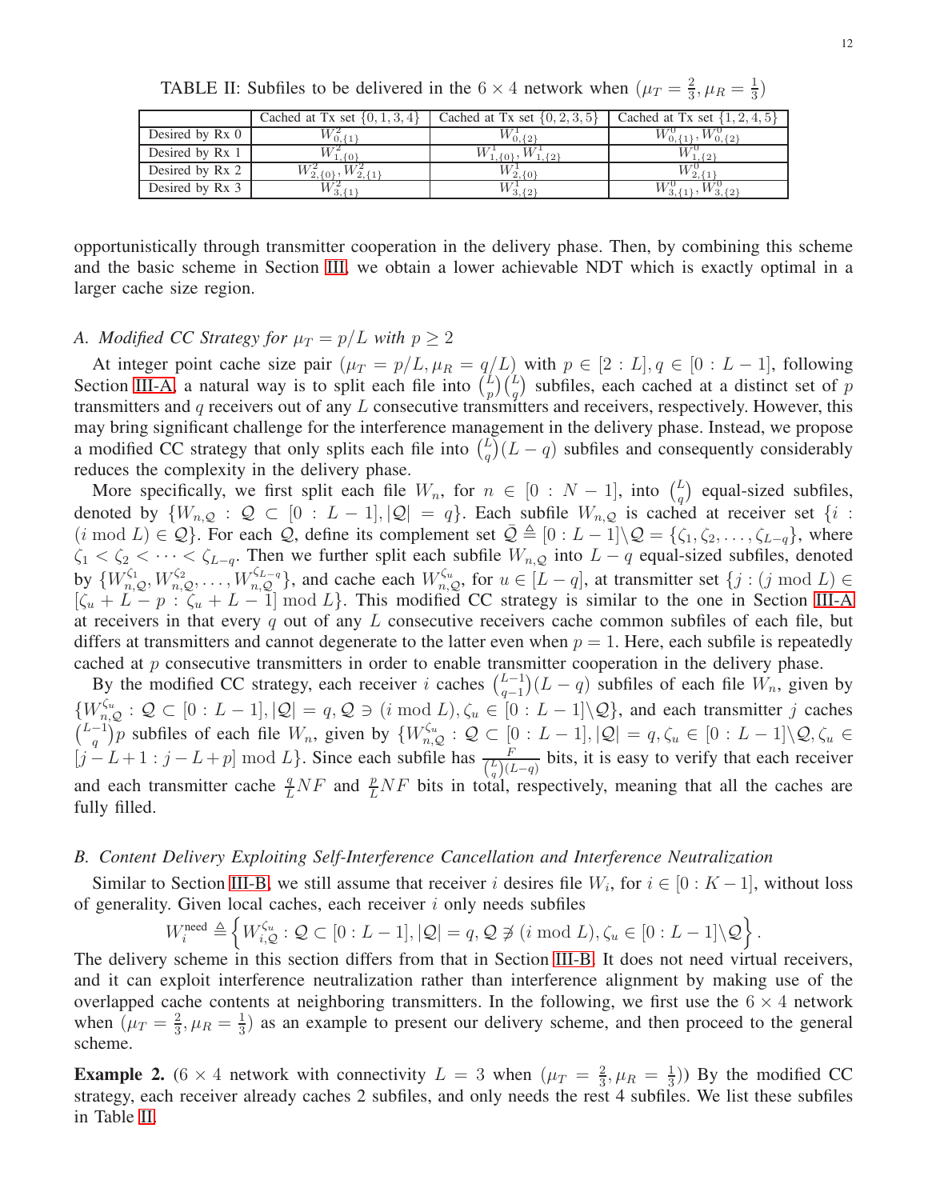TABLE II: Subfiles to be delivered in the $6 \times 4$ network when $(\mu_T = \frac{2}{3}, \mu_R = \frac{1}{3})$

| | Cached at Tx set $\{0,1,3,4\}$ | Cached at Tx set $\{0,2,3,5\}$ | Cached at Tx set $\{1,2,4,5\}$ |
|---|---|---|---|
| Desired by Rx 0 | $W^2_{0,\{1\}}$ | $W^1_{0,\{2\}}$ | $W^0_{0,\{1\}}, W^0_{0,\{2\}}$ |
| Desired by Rx 1 | $W^2_{1,\{0\}}$ | $W^1_{1,\{0\}}, W^1_{1,\{2\}}$ | $W^0_{1,\{2\}}$ |
| Desired by Rx 2 | $W^2_{2,\{0\}}, W^2_{2,\{1\}}$ | $W^1_{2,\{0\}}$ | $W^0_{2,\{1\}}$ |
| Desired by Rx 3 | $W^2_{3,\{1\}}$ | $W^1_{3,\{2\}}$ | $W^0_{3,\{1\}}, W^0_{3,\{2\}}$ |

opportunistically through transmitter cooperation in the delivery phase. Then, by combining this scheme and the basic scheme in Section III, we obtain a lower achievable NDT which is exactly optimal in a larger cache size region.

### A. Modified CC Strategy for $\mu_T = p/L$ with $p \geq 2$

At integer point cache size pair $(\mu_T = p/L, \mu_R = q/L)$ with $p \in [2 : L], q \in [0 : L-1]$, following Section III-A, a natural way is to split each file into $\binom{L}{p}\binom{L}{q}$ subfiles, each cached at a distinct set of $p$ transmitters and $q$ receivers out of any $L$ consecutive transmitters and receivers, respectively. However, this may bring significant challenge for the interference management in the delivery phase. Instead, we propose a modified CC strategy that only splits each file into $\binom{L}{q}(L-q)$ subfiles and consequently considerably reduces the complexity in the delivery phase.

More specifically, we first split each file $W_n$, for $n \in [0 : N-1]$, into $\binom{L}{q}$ equal-sized subfiles, denoted by $\{W_{n,\mathcal{Q}} : \mathcal{Q} \subset [0 : L-1], |\mathcal{Q}| = q\}$. Each subfile $W_{n,\mathcal{Q}}$ is cached at receiver set $\{i : (i \bmod L) \in \mathcal{Q}\}$. For each $\mathcal{Q}$, define its complement set $\bar{\mathcal{Q}} \triangleq [0 : L-1] \backslash \mathcal{Q} = \{\zeta_1, \zeta_2, \dots, \zeta_{L-q}\}$, where $\zeta_1 < \zeta_2 < \cdots < \zeta_{L-q}$. Then we further split each subfile $W_{n,\mathcal{Q}}$ into $L-q$ equal-sized subfiles, denoted by $\{W^{\zeta_1}_{n,\mathcal{Q}}, W^{\zeta_2}_{n,\mathcal{Q}}, \dots, W^{\zeta_{L-q}}_{n,\mathcal{Q}}\}$, and cache each $W^{\zeta_u}_{n,\mathcal{Q}}$, for $u \in [L-q]$, at transmitter set $\{j : (j \bmod L) \in [\zeta_u + L - p : \zeta_u + L - 1] \bmod L\}$. This modified CC strategy is similar to the one in Section III-A at receivers in that every $q$ out of any $L$ consecutive receivers cache common subfiles of each file, but differs at transmitters and cannot degenerate to the latter even when $p = 1$. Here, each subfile is repeatedly cached at $p$ consecutive transmitters in order to enable transmitter cooperation in the delivery phase.

By the modified CC strategy, each receiver $i$ caches $\binom{L-1}{q-1}(L-q)$ subfiles of each file $W_n$, given by $\{W^{\zeta_u}_{n,\mathcal{Q}} : \mathcal{Q} \subset [0 : L-1], |\mathcal{Q}| = q, \mathcal{Q} \ni (i \bmod L), \zeta_u \in [0 : L-1] \backslash \mathcal{Q}\}$, and each transmitter $j$ caches $\binom{L-1}{q}p$ subfiles of each file $W_n$, given by $\{W^{\zeta_u}_{n,\mathcal{Q}} : \mathcal{Q} \subset [0 : L-1], |\mathcal{Q}| = q, \zeta_u \in [0 : L-1] \backslash \mathcal{Q}, \zeta_u \in [j - L + 1 : j - L + p] \bmod L\}$. Since each subfile has $\frac{F}{\binom{L}{q}(L-q)}$ bits, it is easy to verify that each receiver and each transmitter cache $\frac{q}{L}NF$ and $\frac{p}{L}NF$ bits in total, respectively, meaning that all the caches are fully filled.

### B. Content Delivery Exploiting Self-Interference Cancellation and Interference Neutralization

Similar to Section III-B, we still assume that receiver $i$ desires file $W_i$, for $i \in [0 : K-1]$, without loss of generality. Given local caches, each receiver $i$ only needs subfiles

$$W^{\text{need}}_i \triangleq \left\{ W^{\zeta_u}_{i,\mathcal{Q}} : \mathcal{Q} \subset [0 : L-1], |\mathcal{Q}| = q, \mathcal{Q} \not\ni (i \bmod L), \zeta_u \in [0 : L-1] \backslash \mathcal{Q} \right\}.$$

The delivery scheme in this section differs from that in Section III-B. It does not need virtual receivers, and it can exploit interference neutralization rather than interference alignment by making use of the overlapped cache contents at neighboring transmitters. In the following, we first use the $6 \times 4$ network when $(\mu_T = \frac{2}{3}, \mu_R = \frac{1}{3})$ as an example to present our delivery scheme, and then proceed to the general scheme.

**Example 2.** ($6 \times 4$ network with connectivity $L = 3$ when $(\mu_T = \frac{2}{3}, \mu_R = \frac{1}{3})$) By the modified CC strategy, each receiver already caches 2 subfiles, and only needs the rest 4 subfiles. We list these subfiles in Table II.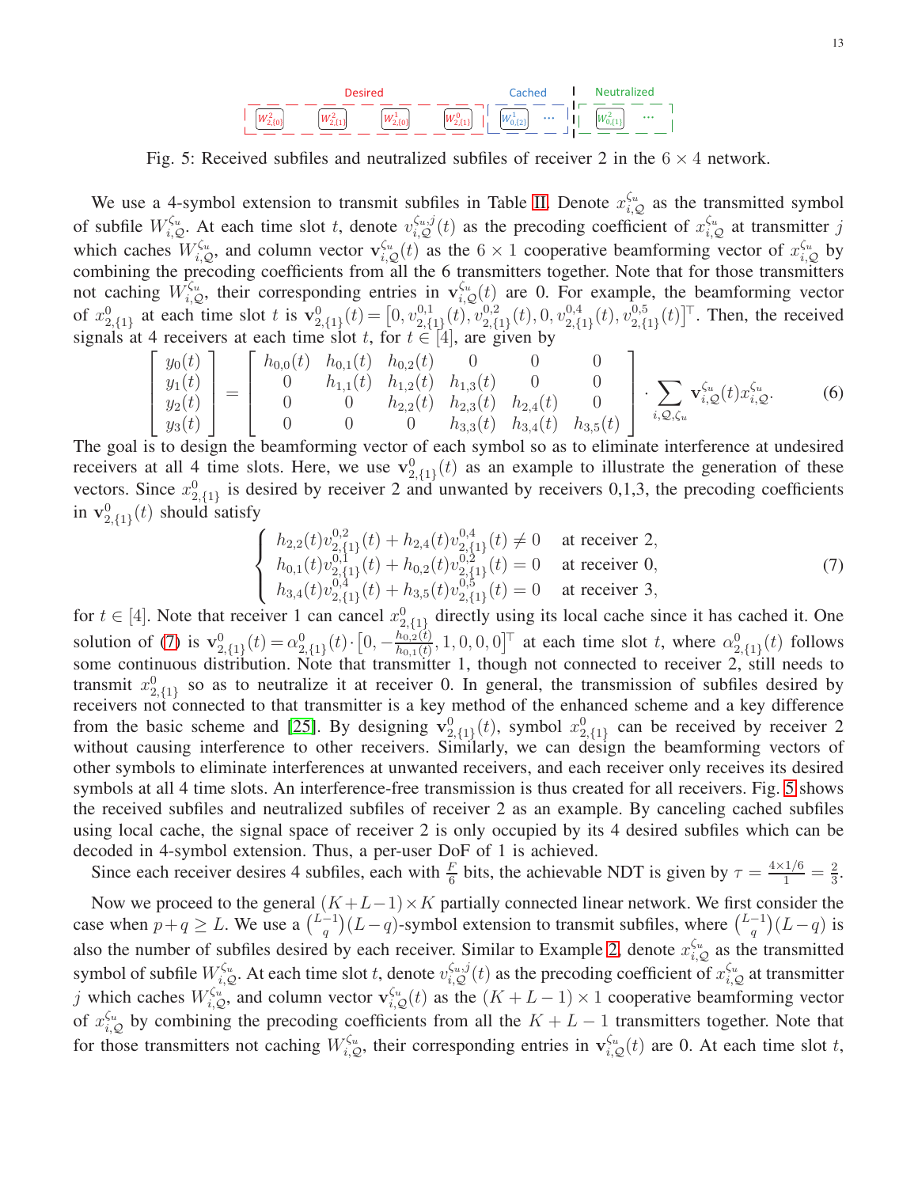Desired: $W^2_{2,\{0\}}$ $W^2_{2,\{1\}}$ $W^1_{2,\{0\}}$ $W^0_{2,\{1\}}$ | Cached: $W^1_{0,\{2\}}$ ... | Neutralized: $W^2_{0,\{1\}}$ ...

Fig. 5: Received subfiles and neutralized subfiles of receiver 2 in the $6 \times 4$ network.

We use a 4-symbol extension to transmit subfiles in Table II. Denote $x^{\zeta_u}_{i,\mathcal{Q}}$ as the transmitted symbol of subfile $W^{\zeta_u}_{i,\mathcal{Q}}$. At each time slot $t$, denote $v^{\zeta_u,j}_{i,\mathcal{Q}}(t)$ as the precoding coefficient of $x^{\zeta_u}_{i,\mathcal{Q}}$ at transmitter $j$ which caches $W^{\zeta_u}_{i,\mathcal{Q}}$, and column vector $\mathbf{v}^{\zeta_u}_{i,\mathcal{Q}}(t)$ as the $6 \times 1$ cooperative beamforming vector of $x^{\zeta_u}_{i,\mathcal{Q}}$ by combining the precoding coefficients from all the 6 transmitters together. Note that for those transmitters not caching $W^{\zeta_u}_{i,\mathcal{Q}}$, their corresponding entries in $\mathbf{v}^{\zeta_u}_{i,\mathcal{Q}}(t)$ are 0. For example, the beamforming vector of $x^0_{2,\{1\}}$ at each time slot $t$ is $\mathbf{v}^0_{2,\{1\}}(t) = \left[0, v^{0,1}_{2,\{1\}}(t), v^{0,2}_{2,\{1\}}(t), 0, v^{0,4}_{2,\{1\}}(t), v^{0,5}_{2,\{1\}}(t)\right]^\top$. Then, the received signals at 4 receivers at each time slot $t$, for $t \in [4]$, are given by

$$\begin{bmatrix} y_0(t) \\ y_1(t) \\ y_2(t) \\ y_3(t) \end{bmatrix} = \begin{bmatrix} h_{0,0}(t) & h_{0,1}(t) & h_{0,2}(t) & 0 & 0 & 0 \\ 0 & h_{1,1}(t) & h_{1,2}(t) & h_{1,3}(t) & 0 & 0 \\ 0 & 0 & h_{2,2}(t) & h_{2,3}(t) & h_{2,4}(t) & 0 \\ 0 & 0 & 0 & h_{3,3}(t) & h_{3,4}(t) & h_{3,5}(t) \end{bmatrix} \cdot \sum_{i,\mathcal{Q},\zeta_u} \mathbf{v}^{\zeta_u}_{i,\mathcal{Q}}(t) x^{\zeta_u}_{i,\mathcal{Q}}. \tag{6}$$

The goal is to design the beamforming vector of each symbol so as to eliminate interference at undesired receivers at all 4 time slots. Here, we use $\mathbf{v}^0_{2,\{1\}}(t)$ as an example to illustrate the generation of these vectors. Since $x^0_{2,\{1\}}$ is desired by receiver 2 and unwanted by receivers 0,1,3, the precoding coefficients in $\mathbf{v}^0_{2,\{1\}}(t)$ should satisfy

$$\begin{cases} h_{2,2}(t)v^{0,2}_{2,\{1\}}(t) + h_{2,4}(t)v^{0,4}_{2,\{1\}}(t) \neq 0 & \text{at receiver 2,} \\ h_{0,1}(t)v^{0,1}_{2,\{1\}}(t) + h_{0,2}(t)v^{0,2}_{2,\{1\}}(t) = 0 & \text{at receiver 0,} \\ h_{3,4}(t)v^{0,4}_{2,\{1\}}(t) + h_{3,5}(t)v^{0,5}_{2,\{1\}}(t) = 0 & \text{at receiver 3,} \end{cases} \tag{7}$$

for $t \in [4]$. Note that receiver 1 can cancel $x^0_{2,\{1\}}$ directly using its local cache since it has cached it. One solution of (7) is $\mathbf{v}^0_{2,\{1\}}(t) = \alpha^0_{2,\{1\}}(t) \cdot \left[0, -\frac{h_{0,2}(t)}{h_{0,1}(t)}, 1, 0, 0, 0\right]^\top$ at each time slot $t$, where $\alpha^0_{2,\{1\}}(t)$ follows some continuous distribution. Note that transmitter 1, though not connected to receiver 2, still needs to transmit $x^0_{2,\{1\}}$ so as to neutralize it at receiver 0. In general, the transmission of subfiles desired by receivers not connected to that transmitter is a key method of the enhanced scheme and a key difference from the basic scheme and [25]. By designing $\mathbf{v}^0_{2,\{1\}}(t)$, symbol $x^0_{2,\{1\}}$ can be received by receiver 2 without causing interference to other receivers. Similarly, we can design the beamforming vectors of other symbols to eliminate interferences at unwanted receivers, and each receiver only receives its desired symbols at all 4 time slots. An interference-free transmission is thus created for all receivers. Fig. 5 shows the received subfiles and neutralized subfiles of receiver 2 as an example. By canceling cached subfiles using local cache, the signal space of receiver 2 is only occupied by its 4 desired subfiles which can be decoded in 4-symbol extension. Thus, a per-user DoF of 1 is achieved.

Since each receiver desires 4 subfiles, each with $\frac{F}{6}$ bits, the achievable NDT is given by $\tau = \frac{4 \times 1/6}{1} = \frac{2}{3}$.

Now we proceed to the general $(K+L-1) \times K$ partially connected linear network. We first consider the case when $p + q \geq L$. We use a $\binom{L-1}{q}(L-q)$-symbol extension to transmit subfiles, where $\binom{L-1}{q}(L-q)$ is also the number of subfiles desired by each receiver. Similar to Example 2, denote $x^{\zeta_u}_{i,\mathcal{Q}}$ as the transmitted symbol of subfile $W^{\zeta_u}_{i,\mathcal{Q}}$. At each time slot $t$, denote $v^{\zeta_u,j}_{i,\mathcal{Q}}(t)$ as the precoding coefficient of $x^{\zeta_u}_{i,\mathcal{Q}}$ at transmitter $j$ which caches $W^{\zeta_u}_{i,\mathcal{Q}}$, and column vector $\mathbf{v}^{\zeta_u}_{i,\mathcal{Q}}(t)$ as the $(K+L-1) \times 1$ cooperative beamforming vector of $x^{\zeta_u}_{i,\mathcal{Q}}$ by combining the precoding coefficients from all the $K+L-1$ transmitters together. Note that for those transmitters not caching $W^{\zeta_u}_{i,\mathcal{Q}}$, their corresponding entries in $\mathbf{v}^{\zeta_u}_{i,\mathcal{Q}}(t)$ are 0. At each time slot $t$,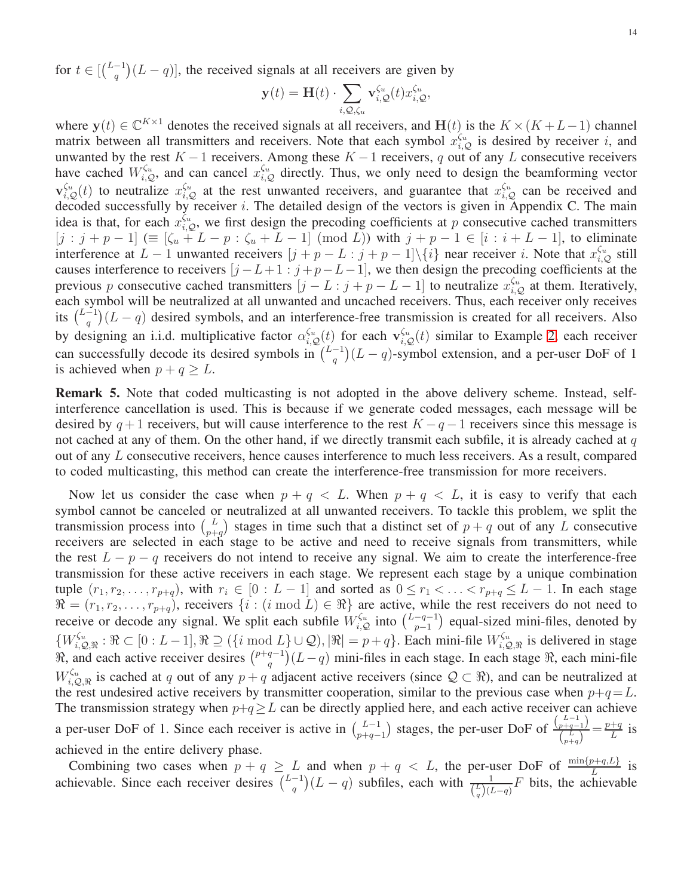for $t \in [\binom{L-1}{q}(L-q)]$, the received signals at all receivers are given by

$$\mathbf{y}(t) = \mathbf{H}(t) \cdot \sum_{i,\mathcal{Q},\zeta_u} \mathbf{v}_{i,\mathcal{Q}}^{\zeta_u}(t) x_{i,\mathcal{Q}}^{\zeta_u},$$

where $\mathbf{y}(t) \in \mathbb{C}^{K\times 1}$ denotes the received signals at all receivers, and $\mathbf{H}(t)$ is the $K \times (K+L-1)$ channel matrix between all transmitters and receivers. Note that each symbol $x_{i,\mathcal{Q}}^{\zeta_u}$ is desired by receiver $i$, and unwanted by the rest $K-1$ receivers. Among these $K-1$ receivers, $q$ out of any $L$ consecutive receivers have cached $W_{i,\mathcal{Q}}^{\zeta_u}$, and can cancel $x_{i,\mathcal{Q}}^{\zeta_u}$ directly. Thus, we only need to design the beamforming vector $\mathbf{v}_{i,\mathcal{Q}}^{\zeta_u}(t)$ to neutralize $x_{i,\mathcal{Q}}^{\zeta_u}$ at the rest unwanted receivers, and guarantee that $x_{i,\mathcal{Q}}^{\zeta_u}$ can be received and decoded successfully by receiver $i$. The detailed design of the vectors is given in Appendix C. The main idea is that, for each $x_{i,\mathcal{Q}}^{\zeta_u}$, we first design the precoding coefficients at $p$ consecutive cached transmitters $[j : j+p-1]$ ($\equiv [\zeta_u + L - p : \zeta_u + L - 1] \pmod{L}$) with $j+p-1 \in [i : i+L-1]$, to eliminate interference at $L-1$ unwanted receivers $[j+p-L : j+p-1]\backslash\{i\}$ near receiver $i$. Note that $x_{i,\mathcal{Q}}^{\zeta_u}$ still causes interference to receivers $[j-L+1 : j+p-L-1]$, we then design the precoding coefficients at the previous $p$ consecutive cached transmitters $[j-L : j+p-L-1]$ to neutralize $x_{i,\mathcal{Q}}^{\zeta_u}$ at them. Iteratively, each symbol will be neutralized at all unwanted and uncached receivers. Thus, each receiver only receives its $\binom{L-1}{q}(L-q)$ desired symbols, and an interference-free transmission is created for all receivers. Also by designing an i.i.d. multiplicative factor $\alpha_{i,\mathcal{Q}}^{\zeta_u}(t)$ for each $\mathbf{v}_{i,\mathcal{Q}}^{\zeta_u}(t)$ similar to Example 2, each receiver can successfully decode its desired symbols in $\binom{L-1}{q}(L-q)$-symbol extension, and a per-user DoF of 1 is achieved when $p+q \geq L$.

**Remark 5.** Note that coded multicasting is not adopted in the above delivery scheme. Instead, self-interference cancellation is used. This is because if we generate coded messages, each message will be desired by $q+1$ receivers, but will cause interference to the rest $K-q-1$ receivers since this message is not cached at any of them. On the other hand, if we directly transmit each subfile, it is already cached at $q$ out of any $L$ consecutive receivers, hence causes interference to much less receivers. As a result, compared to coded multicasting, this method can create the interference-free transmission for more receivers.

Now let us consider the case when $p+q < L$. When $p+q < L$, it is easy to verify that each symbol cannot be canceled or neutralized at all unwanted receivers. To tackle this problem, we split the transmission process into $\binom{L}{p+q}$ stages in time such that a distinct set of $p+q$ out of any $L$ consecutive receivers are selected in each stage to be active and need to receive signals from transmitters, while the rest $L-p-q$ receivers do not intend to receive any signal. We aim to create the interference-free transmission for these active receivers in each stage. We represent each stage by a unique combination tuple $(r_1, r_2, \ldots, r_{p+q})$, with $r_i \in [0 : L-1]$ and sorted as $0 \leq r_1 < \ldots < r_{p+q} \leq L-1$. In each stage $\Re = (r_1, r_2, \ldots, r_{p+q})$, receivers $\{i : (i \bmod L) \in \Re\}$ are active, while the rest receivers do not need to receive or decode any signal. We split each subfile $W_{i,\mathcal{Q}}^{\zeta_u}$ into $\binom{L-q-1}{p-1}$ equal-sized mini-files, denoted by $\{W_{i,\mathcal{Q},\Re}^{\zeta_u} : \Re \subset [0 : L-1], \Re \supseteq (\{i \bmod L\} \cup \mathcal{Q}), |\Re| = p+q\}$. Each mini-file $W_{i,\mathcal{Q},\Re}^{\zeta_u}$ is delivered in stage $\Re$, and each active receiver desires $\binom{p+q-1}{q}(L-q)$ mini-files in each stage. In each stage $\Re$, each mini-file $W_{i,\mathcal{Q},\Re}^{\zeta_u}$ is cached at $q$ out of any $p+q$ adjacent active receivers (since $\mathcal{Q} \subset \Re$), and can be neutralized at the rest undesired active receivers by transmitter cooperation, similar to the previous case when $p+q=L$. The transmission strategy when $p+q \geq L$ can be directly applied here, and each active receiver can achieve a per-user DoF of 1. Since each receiver is active in $\binom{L-1}{p+q-1}$ stages, the per-user DoF of $\frac{\binom{L-1}{p+q-1}}{\binom{L}{p+q}} = \frac{p+q}{L}$ is achieved in the entire delivery phase.

Combining two cases when $p+q \geq L$ and when $p+q < L$, the per-user DoF of $\frac{\min\{p+q,L\}}{L}$ is achievable. Since each receiver desires $\binom{L-1}{q}(L-q)$ subfiles, each with $\frac{1}{\binom{L}{q}(L-q)}F$ bits, the achievable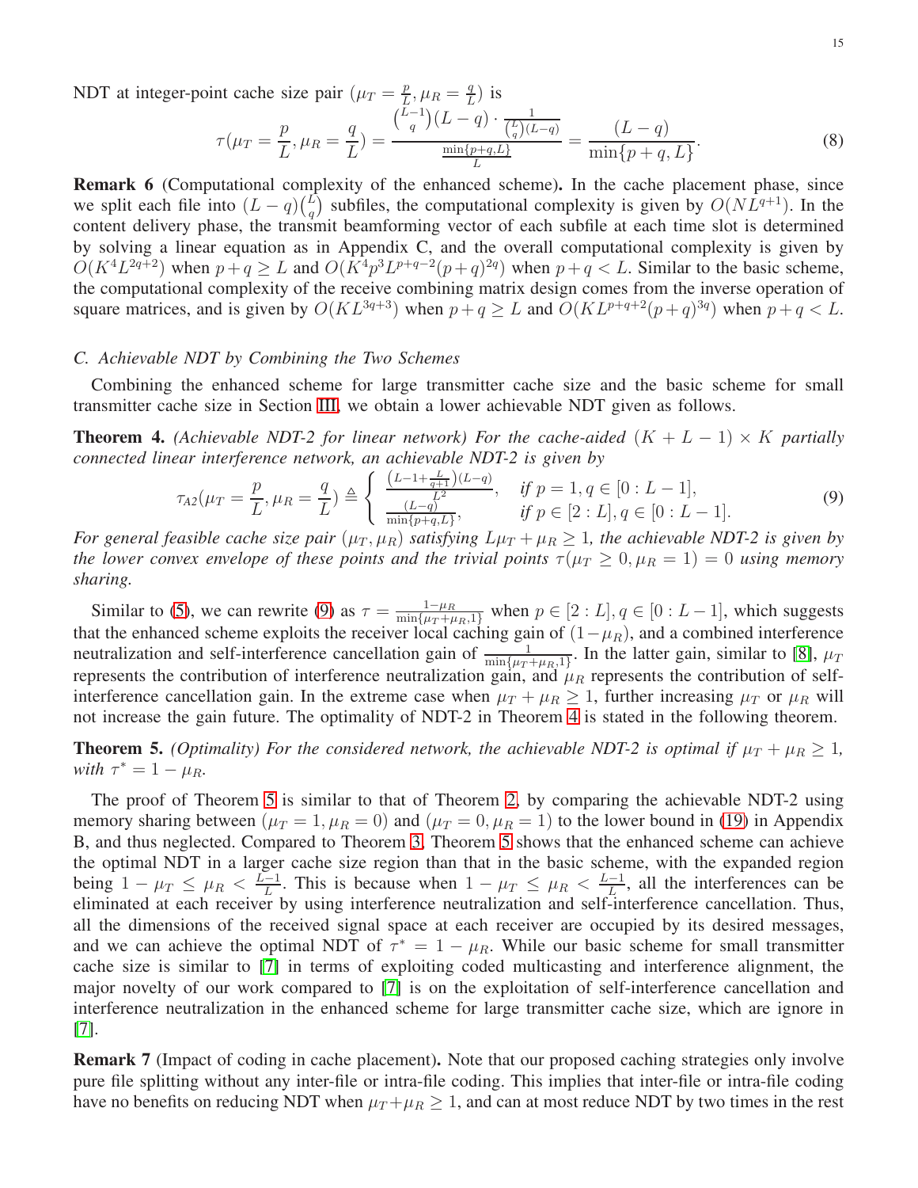NDT at integer-point cache size pair $(\mu_T = \frac{p}{L}, \mu_R = \frac{q}{L})$ is

$$\tau(\mu_T = \frac{p}{L}, \mu_R = \frac{q}{L}) = \frac{\binom{L-1}{q}(L-q) \cdot \frac{1}{\binom{L}{q}(L-q)}}{\frac{\min\{p+q,L\}}{L}} = \frac{(L-q)}{\min\{p+q, L\}}. \tag{8}$$

**Remark 6** (Computational complexity of the enhanced scheme)**.** In the cache placement phase, since we split each file into $(L-q)\binom{L}{q}$ subfiles, the computational complexity is given by $O(NL^{q+1})$. In the content delivery phase, the transmit beamforming vector of each subfile at each time slot is determined by solving a linear equation as in Appendix C, and the overall computational complexity is given by $O(K^4L^{2q+2})$ when $p+q \geq L$ and $O(K^4p^3L^{p+q-2}(p+q)^{2q})$ when $p+q < L$. Similar to the basic scheme, the computational complexity of the receive combining matrix design comes from the inverse operation of square matrices, and is given by $O(KL^{3q+3})$ when $p+q \geq L$ and $O(KL^{p+q+2}(p+q)^{3q})$ when $p+q < L$.

### C. Achievable NDT by Combining the Two Schemes

Combining the enhanced scheme for large transmitter cache size and the basic scheme for small transmitter cache size in Section III, we obtain a lower achievable NDT given as follows.

**Theorem 4.** *(Achievable NDT-2 for linear network) For the cache-aided $(K+L-1) \times K$ partially connected linear interference network, an achievable NDT-2 is given by*

$$\tau_{A2}(\mu_T = \frac{p}{L}, \mu_R = \frac{q}{L}) \triangleq \begin{cases} \frac{\left(L-1+\frac{L}{q+1}\right)(L-q)}{L^2}, & \text{if } p = 1, q \in [0 : L-1], \\ \frac{(L-q)}{\min\{p+q,L\}}, & \text{if } p \in [2 : L], q \in [0 : L-1]. \end{cases} \tag{9}$$

*For general feasible cache size pair $(\mu_T, \mu_R)$ satisfying $L\mu_T + \mu_R \geq 1$, the achievable NDT-2 is given by the lower convex envelope of these points and the trivial points $\tau(\mu_T \geq 0, \mu_R = 1) = 0$ using memory sharing.*

Similar to (5), we can rewrite (9) as $\tau = \frac{1-\mu_R}{\min\{\mu_T+\mu_R,1\}}$ when $p \in [2 : L], q \in [0 : L-1]$, which suggests that the enhanced scheme exploits the receiver local caching gain of $(1-\mu_R)$, and a combined interference neutralization and self-interference cancellation gain of $\frac{1}{\min\{\mu_T+\mu_R,1\}}$. In the latter gain, similar to [8], $\mu_T$ represents the contribution of interference neutralization gain, and $\mu_R$ represents the contribution of self-interference cancellation gain. In the extreme case when $\mu_T + \mu_R \geq 1$, further increasing $\mu_T$ or $\mu_R$ will not increase the gain future. The optimality of NDT-2 in Theorem 4 is stated in the following theorem.

**Theorem 5.** *(Optimality) For the considered network, the achievable NDT-2 is optimal if $\mu_T + \mu_R \geq 1$, with $\tau^* = 1 - \mu_R$.*

The proof of Theorem 5 is similar to that of Theorem 2, by comparing the achievable NDT-2 using memory sharing between $(\mu_T = 1, \mu_R = 0)$ and $(\mu_T = 0, \mu_R = 1)$ to the lower bound in (19) in Appendix B, and thus neglected. Compared to Theorem 3, Theorem 5 shows that the enhanced scheme can achieve the optimal NDT in a larger cache size region than that in the basic scheme, with the expanded region being $1 - \mu_T \leq \mu_R < \frac{L-1}{L}$. This is because when $1 - \mu_T \leq \mu_R < \frac{L-1}{L}$, all the interferences can be eliminated at each receiver by using interference neutralization and self-interference cancellation. Thus, all the dimensions of the received signal space at each receiver are occupied by its desired messages, and we can achieve the optimal NDT of $\tau^* = 1 - \mu_R$. While our basic scheme for small transmitter cache size is similar to [7] in terms of exploiting coded multicasting and interference alignment, the major novelty of our work compared to [7] is on the exploitation of self-interference cancellation and interference neutralization in the enhanced scheme for large transmitter cache size, which are ignore in [7].

**Remark 7** (Impact of coding in cache placement)**.** Note that our proposed caching strategies only involve pure file splitting without any inter-file or intra-file coding. This implies that inter-file or intra-file coding have no benefits on reducing NDT when $\mu_T+\mu_R \geq 1$, and can at most reduce NDT by two times in the rest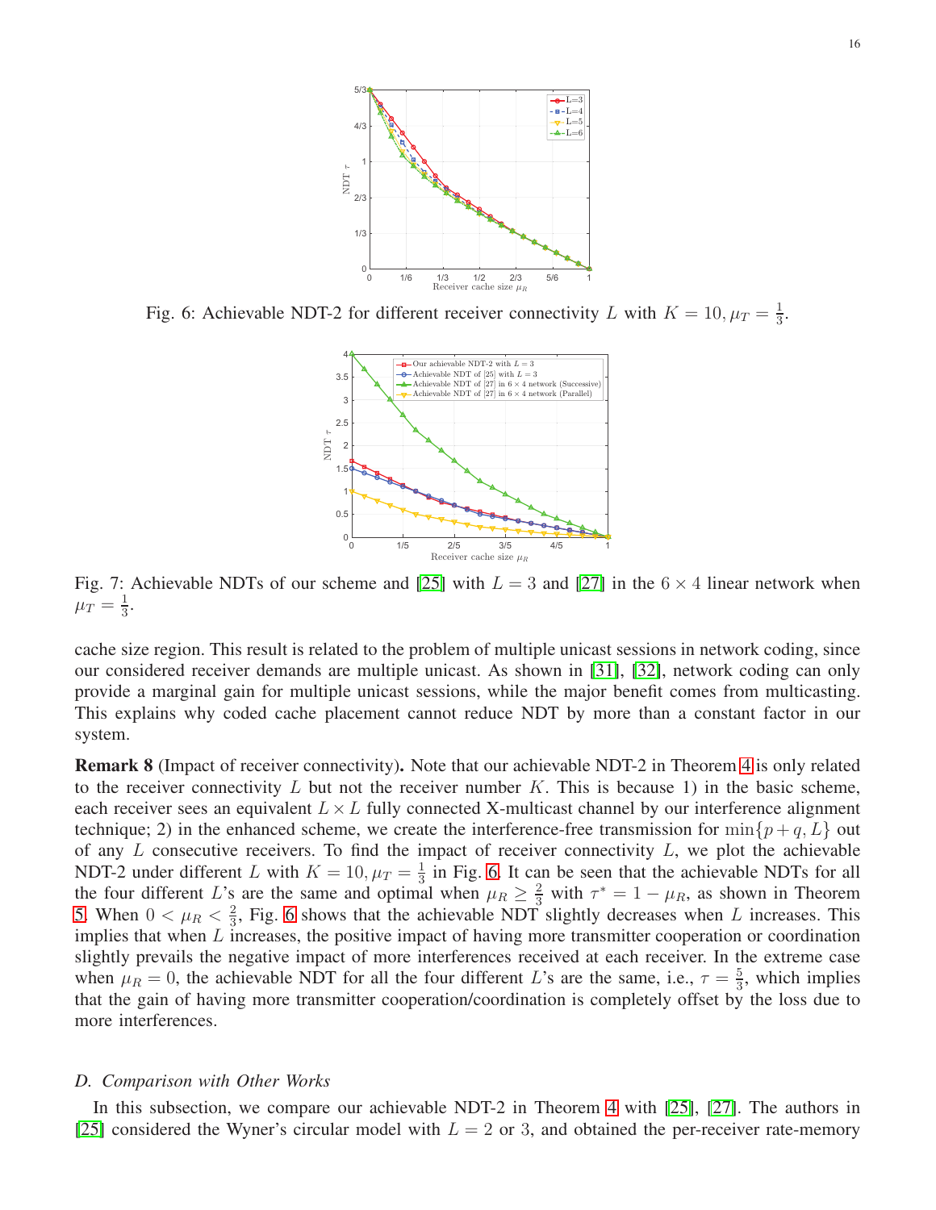Fig. 6: Achievable NDT-2 for different receiver connectivity $L$ with $K = 10, \mu_T = \frac{1}{3}$.

Fig. 7: Achievable NDTs of our scheme and [25] with $L = 3$ and [27] in the $6 \times 4$ linear network when $\mu_T = \frac{1}{3}$.

cache size region. This result is related to the problem of multiple unicast sessions in network coding, since our considered receiver demands are multiple unicast. As shown in [31], [32], network coding can only provide a marginal gain for multiple unicast sessions, while the major benefit comes from multicasting. This explains why coded cache placement cannot reduce NDT by more than a constant factor in our system.

**Remark 8** (Impact of receiver connectivity)**.** Note that our achievable NDT-2 in Theorem 4 is only related to the receiver connectivity $L$ but not the receiver number $K$. This is because 1) in the basic scheme, each receiver sees an equivalent $L \times L$ fully connected X-multicast channel by our interference alignment technique; 2) in the enhanced scheme, we create the interference-free transmission for $\min\{p + q, L\}$ out of any $L$ consecutive receivers. To find the impact of receiver connectivity $L$, we plot the achievable NDT-2 under different $L$ with $K = 10, \mu_T = \frac{1}{3}$ in Fig. 6. It can be seen that the achievable NDTs for all the four different $L$'s are the same and optimal when $\mu_R \geq \frac{2}{3}$ with $\tau^* = 1 - \mu_R$, as shown in Theorem 5. When $0 < \mu_R < \frac{2}{3}$, Fig. 6 shows that the achievable NDT slightly decreases when $L$ increases. This implies that when $L$ increases, the positive impact of having more transmitter cooperation or coordination slightly prevails the negative impact of more interferences received at each receiver. In the extreme case when $\mu_R = 0$, the achievable NDT for all the four different $L$'s are the same, i.e., $\tau = \frac{5}{3}$, which implies that the gain of having more transmitter cooperation/coordination is completely offset by the loss due to more interferences.

### D. Comparison with Other Works

In this subsection, we compare our achievable NDT-2 in Theorem 4 with [25], [27]. The authors in [25] considered the Wyner's circular model with $L = 2$ or 3, and obtained the per-receiver rate-memory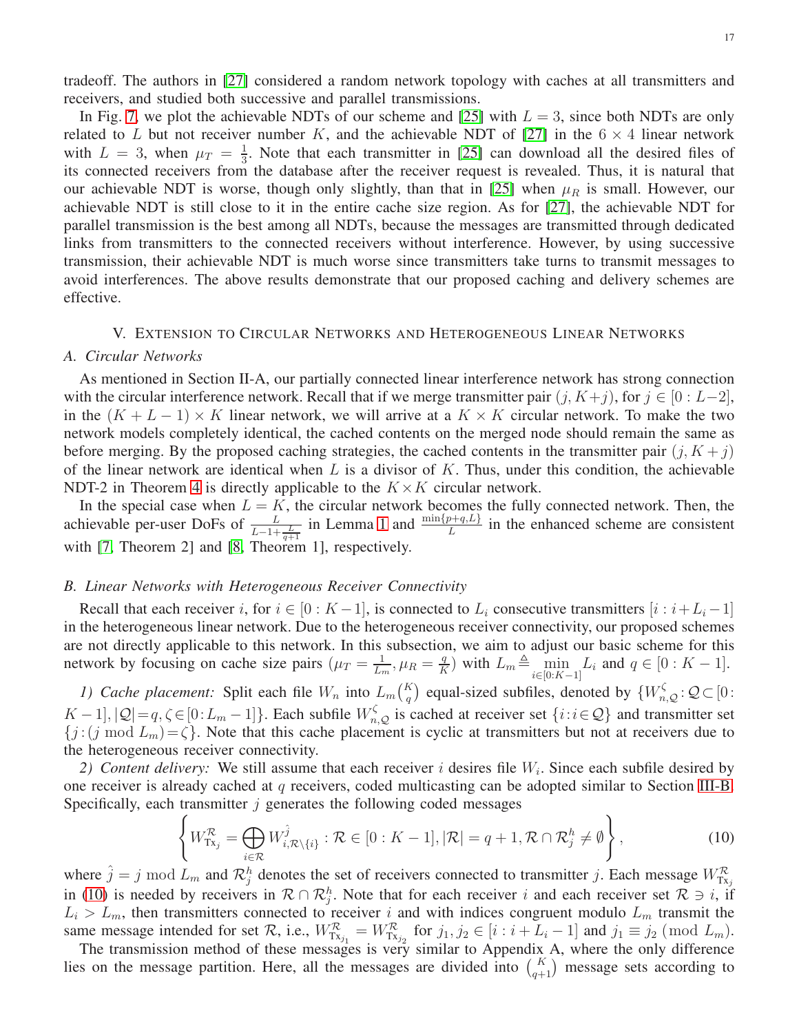tradeoff. The authors in [27] considered a random network topology with caches at all transmitters and receivers, and studied both successive and parallel transmissions.

In Fig. 7, we plot the achievable NDTs of our scheme and [25] with $L = 3$, since both NDTs are only related to $L$ but not receiver number $K$, and the achievable NDT of [27] in the $6 \times 4$ linear network with $L = 3$, when $\mu_T = \frac{1}{3}$. Note that each transmitter in [25] can download all the desired files of its connected receivers from the database after the receiver request is revealed. Thus, it is natural that our achievable NDT is worse, though only slightly, than that in [25] when $\mu_R$ is small. However, our achievable NDT is still close to it in the entire cache size region. As for [27], the achievable NDT for parallel transmission is the best among all NDTs, because the messages are transmitted through dedicated links from transmitters to the connected receivers without interference. However, by using successive transmission, their achievable NDT is much worse since transmitters take turns to transmit messages to avoid interferences. The above results demonstrate that our proposed caching and delivery schemes are effective.

## V. Extension to Circular Networks and Heterogeneous Linear Networks

### A. Circular Networks

As mentioned in Section II-A, our partially connected linear interference network has strong connection with the circular interference network. Recall that if we merge transmitter pair $(j, K+j)$, for $j \in [0 : L-2]$, in the $(K + L - 1) \times K$ linear network, we will arrive at a $K \times K$ circular network. To make the two network models completely identical, the cached contents on the merged node should remain the same as before merging. By the proposed caching strategies, the cached contents in the transmitter pair $(j, K + j)$ of the linear network are identical when $L$ is a divisor of $K$. Thus, under this condition, the achievable NDT-2 in Theorem 4 is directly applicable to the $K \times K$ circular network.

In the special case when $L = K$, the circular network becomes the fully connected network. Then, the achievable per-user DoFs of $\frac{L}{L-1+\frac{L}{q+1}}$ in Lemma 1 and $\frac{\min\{p+q,L\}}{L}$ in the enhanced scheme are consistent with [7, Theorem 2] and [8, Theorem 1], respectively.

### B. Linear Networks with Heterogeneous Receiver Connectivity

Recall that each receiver $i$, for $i \in [0 : K-1]$, is connected to $L_i$ consecutive transmitters $[i : i+L_i-1]$ in the heterogeneous linear network. Due to the heterogeneous receiver connectivity, our proposed schemes are not directly applicable to this network. In this subsection, we aim to adjust our basic scheme for this network by focusing on cache size pairs $(\mu_T = \frac{1}{L_m}, \mu_R = \frac{q}{K})$ with $L_m \triangleq \min_{i \in [0:K-1]} L_i$ and $q \in [0 : K - 1]$.

*1) Cache placement:* Split each file $W_n$ into $L_m\binom{K}{q}$ equal-sized subfiles, denoted by $\{W^{\zeta}_{n,\mathcal{Q}} : \mathcal{Q} \subset [0 : K-1], |\mathcal{Q}| = q, \zeta \in [0 : L_m - 1]\}$. Each subfile $W^{\zeta}_{n,\mathcal{Q}}$ is cached at receiver set $\{i : i \in \mathcal{Q}\}$ and transmitter set $\{j : (j \bmod L_m) = \zeta\}$. Note that this cache placement is cyclic at transmitters but not at receivers due to the heterogeneous receiver connectivity.

*2) Content delivery:* We still assume that each receiver $i$ desires file $W_i$. Since each subfile desired by one receiver is already cached at $q$ receivers, coded multicasting can be adopted similar to Section III-B. Specifically, each transmitter $j$ generates the following coded messages

$$\left\{ W^{\mathcal{R}}_{\text{Tx}_j} = \bigoplus_{i \in \mathcal{R}} W^{\hat{j}}_{i, \mathcal{R}\setminus\{i\}} : \mathcal{R} \in [0 : K-1], |\mathcal{R}| = q+1, \mathcal{R} \cap \mathcal{R}^h_j \neq \emptyset \right\}, \tag{10}$$

where $\hat{j} = j \bmod L_m$ and $\mathcal{R}^h_j$ denotes the set of receivers connected to transmitter $j$. Each message $W^{\mathcal{R}}_{\text{Tx}_j}$ in (10) is needed by receivers in $\mathcal{R} \cap \mathcal{R}^h_j$. Note that for each receiver $i$ and each receiver set $\mathcal{R} \ni i$, if $L_i > L_m$, then transmitters connected to receiver $i$ and with indices congruent modulo $L_m$ transmit the same message intended for set $\mathcal{R}$, i.e., $W^{\mathcal{R}}_{\text{Tx}_{j_1}} = W^{\mathcal{R}}_{\text{Tx}_{j_2}}$ for $j_1, j_2 \in [i : i + L_i - 1]$ and $j_1 \equiv j_2 \pmod{L_m}$.

The transmission method of these messages is very similar to Appendix A, where the only difference lies on the message partition. Here, all the messages are divided into $\binom{K}{q+1}$ message sets according to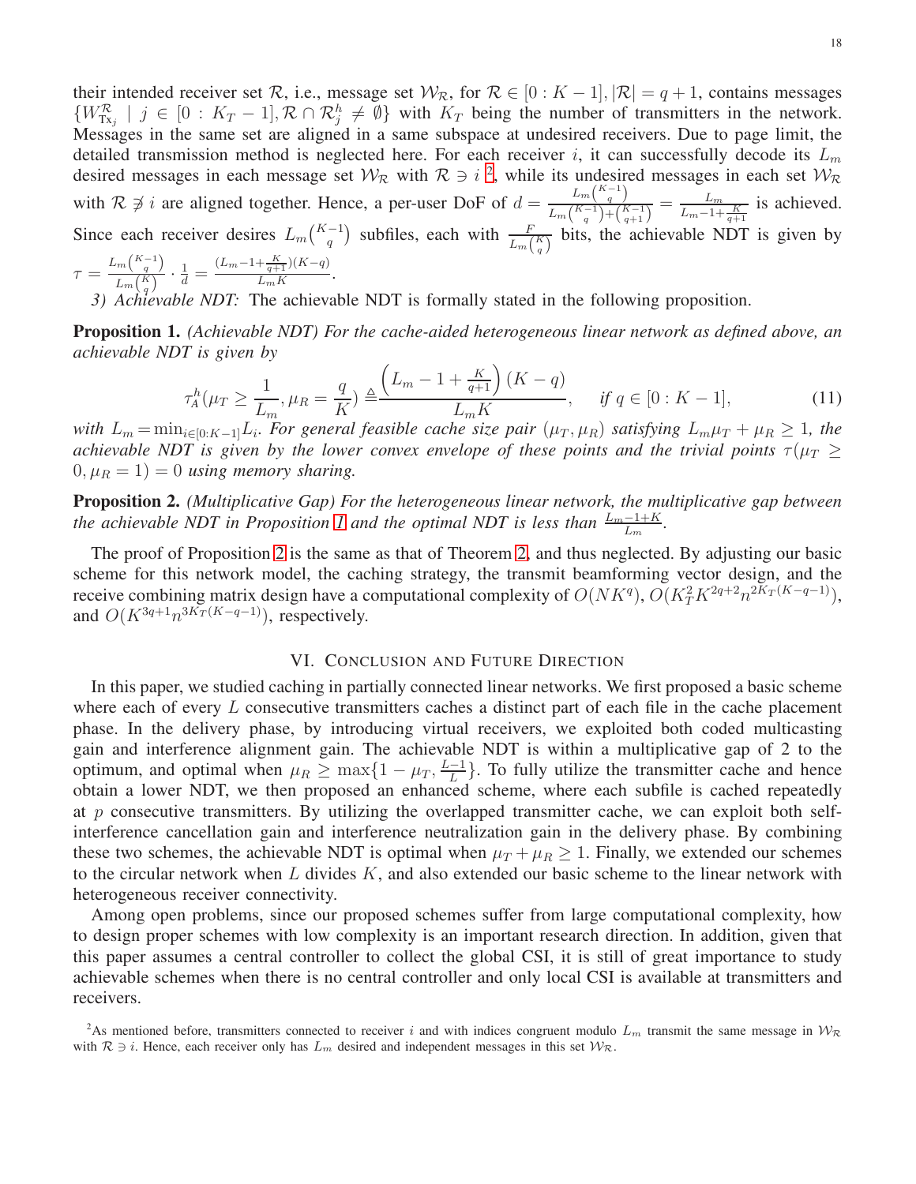their intended receiver set $\mathcal{R}$, i.e., message set $\mathcal{W}_\mathcal{R}$, for $\mathcal{R} \in [0:K-1], |\mathcal{R}| = q+1$, contains messages $\{W^{\mathcal{R}}_{\text{Tx}_j} \mid j \in [0:K_T-1], \mathcal{R} \cap \mathcal{R}^h_j \neq \emptyset\}$ with $K_T$ being the number of transmitters in the network. Messages in the same set are aligned in a same subspace at undesired receivers. Due to page limit, the detailed transmission method is neglected here. For each receiver $i$, it can successfully decode its $L_m$ desired messages in each message set $\mathcal{W}_\mathcal{R}$ with $\mathcal{R} \ni i$ [2], while its undesired messages in each set $\mathcal{W}_\mathcal{R}$ with $\mathcal{R} \not\ni i$ are aligned together. Hence, a per-user DoF of $d = \frac{L_m\binom{K-1}{q}}{L_m\binom{K-1}{q}+\binom{K-1}{q+1}} = \frac{L_m}{L_m - 1 + \frac{K}{q+1}}$ is achieved. Since each receiver desires $L_m\binom{K-1}{q}$ subfiles, each with $\frac{F}{L_m\binom{K}{q}}$ bits, the achievable NDT is given by $\tau = \frac{L_m\binom{K-1}{q}}{L_m\binom{K}{q}} \cdot \frac{1}{d} = \frac{(L_m - 1 + \frac{K}{q+1})(K-q)}{L_m K}$.

*3) Achievable NDT:* The achievable NDT is formally stated in the following proposition.

**Proposition 1.** *(Achievable NDT) For the cache-aided heterogeneous linear network as defined above, an achievable NDT is given by*

$$\tau^h_A(\mu_T \geq \frac{1}{L_m}, \mu_R = \frac{q}{K}) \triangleq \frac{\left(L_m - 1 + \frac{K}{q+1}\right)(K-q)}{L_m K}, \quad \text{if } q \in [0:K-1], \tag{11}$$

*with $L_m = \min_{i\in[0:K-1]} L_i$. For general feasible cache size pair $(\mu_T, \mu_R)$ satisfying $L_m\mu_T + \mu_R \geq 1$, the achievable NDT is given by the lower convex envelope of these points and the trivial points $\tau(\mu_T \geq 0, \mu_R = 1) = 0$ using memory sharing.*

**Proposition 2.** *(Multiplicative Gap) For the heterogeneous linear network, the multiplicative gap between the achievable NDT in Proposition 1 and the optimal NDT is less than $\frac{L_m - 1 + K}{L_m}$.*

The proof of Proposition 2 is the same as that of Theorem 2, and thus neglected. By adjusting our basic scheme for this network model, the caching strategy, the transmit beamforming vector design, and the receive combining matrix design have a computational complexity of $O(NK^q)$, $O(K_T^2 K^{2q+2} n^{2K_T(K-q-1)})$, and $O(K^{3q+1} n^{3K_T(K-q-1)})$, respectively.

## VI. Conclusion and Future Direction

In this paper, we studied caching in partially connected linear networks. We first proposed a basic scheme where each of every $L$ consecutive transmitters caches a distinct part of each file in the cache placement phase. In the delivery phase, by introducing virtual receivers, we exploited both coded multicasting gain and interference alignment gain. The achievable NDT is within a multiplicative gap of 2 to the optimum, and optimal when $\mu_R \geq \max\{1 - \mu_T, \frac{L-1}{L}\}$. To fully utilize the transmitter cache and hence obtain a lower NDT, we then proposed an enhanced scheme, where each subfile is cached repeatedly at $p$ consecutive transmitters. By utilizing the overlapped transmitter cache, we can exploit both self-interference cancellation gain and interference neutralization gain in the delivery phase. By combining these two schemes, the achievable NDT is optimal when $\mu_T + \mu_R \geq 1$. Finally, we extended our schemes to the circular network when $L$ divides $K$, and also extended our basic scheme to the linear network with heterogeneous receiver connectivity.

Among open problems, since our proposed schemes suffer from large computational complexity, how to design proper schemes with low complexity is an important research direction. In addition, given that this paper assumes a central controller to collect the global CSI, it is still of great importance to study achievable schemes when there is no central controller and only local CSI is available at transmitters and receivers.

[2] As mentioned before, transmitters connected to receiver $i$ and with indices congruent modulo $L_m$ transmit the same message in $\mathcal{W}_\mathcal{R}$ with $\mathcal{R} \ni i$. Hence, each receiver only has $L_m$ desired and independent messages in this set $\mathcal{W}_\mathcal{R}$.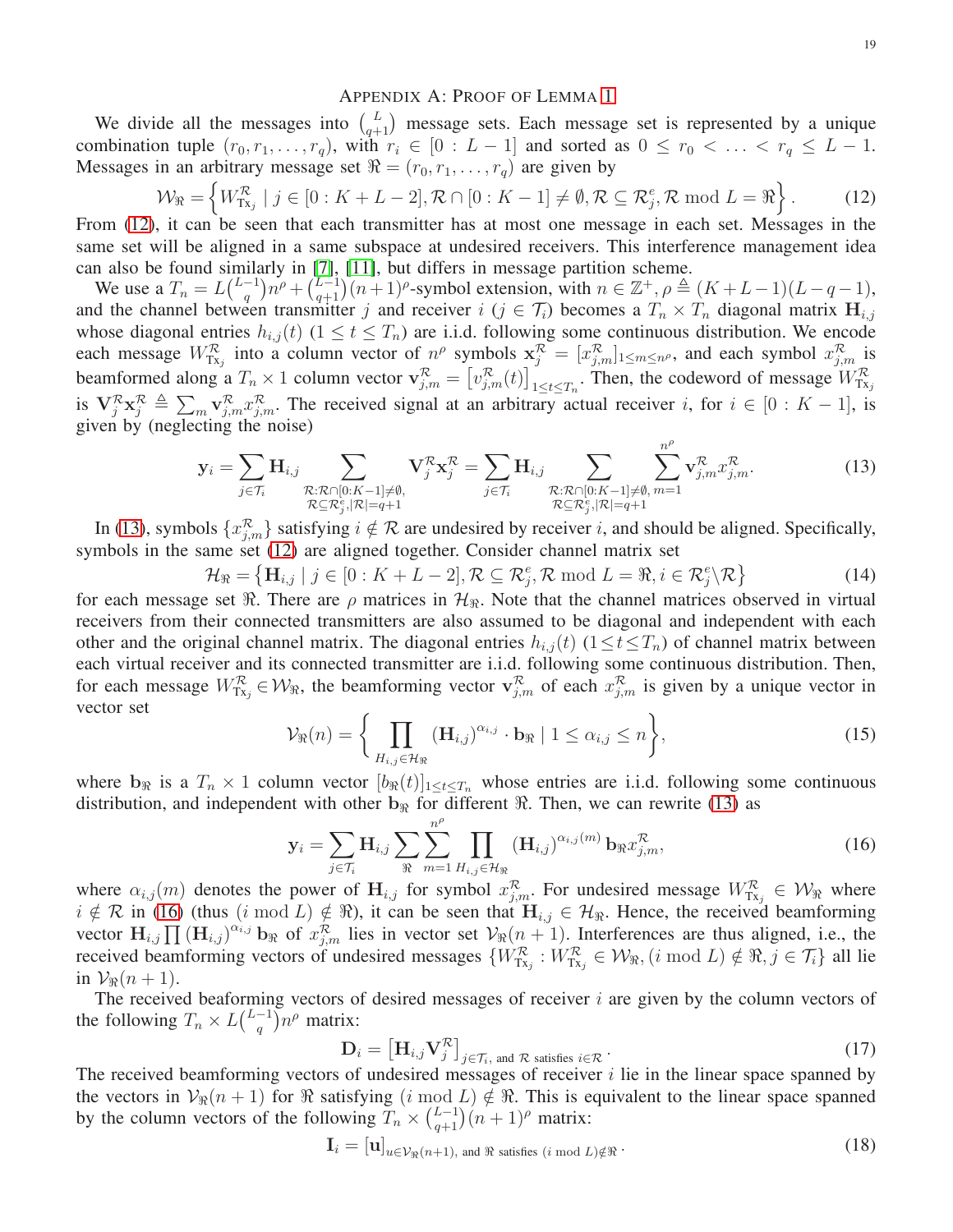## Appendix A: Proof of Lemma 1

We divide all the messages into $\binom{L}{q+1}$ message sets. Each message set is represented by a unique combination tuple $(r_0, r_1, \ldots, r_q)$, with $r_i \in [0 : L-1]$ and sorted as $0 \le r_0 < \ldots < r_q \le L-1$. Messages in an arbitrary message set $\Re = (r_0, r_1, \ldots, r_q)$ are given by

$$\mathcal{W}_{\Re} = \left\{ W_{\text{Tx}_j}^{\mathcal{R}} \mid j \in [0 : K+L-2], \mathcal{R} \cap [0 : K-1] \neq \emptyset, \mathcal{R} \subseteq \mathcal{R}_j^e, \mathcal{R} \bmod L = \Re \right\}. \tag{12}$$

From (12), it can be seen that each transmitter has at most one message in each set. Messages in the same set will be aligned in a same subspace at undesired receivers. This interference management idea can also be found similarly in [7], [11], but differs in message partition scheme.

We use a $T_n = L\binom{L-1}{q} n^{\rho} + \binom{L-1}{q+1}(n+1)^{\rho}$-symbol extension, with $n \in \mathbb{Z}^+, \rho \triangleq (K+L-1)(L-q-1)$, and the channel between transmitter $j$ and receiver $i$ ($j \in \mathcal{T}_i$) becomes a $T_n \times T_n$ diagonal matrix $\mathbf{H}_{i,j}$ whose diagonal entries $h_{i,j}(t)$ ($1 \le t \le T_n$) are i.i.d. following some continuous distribution. We encode each message $W_{\text{Tx}_j}^{\mathcal{R}}$ into a column vector of $n^{\rho}$ symbols $\mathbf{x}_j^{\mathcal{R}} = [x_{j,m}^{\mathcal{R}}]_{1 \le m \le n^{\rho}}$, and each symbol $x_{j,m}^{\mathcal{R}}$ is beamformed along a $T_n \times 1$ column vector $\mathbf{v}_{j,m}^{\mathcal{R}} = \left[v_{j,m}^{\mathcal{R}}(t)\right]_{1 \le t \le T_n}$. Then, the codeword of message $W_{\text{Tx}_j}^{\mathcal{R}}$ is $\mathbf{V}_j^{\mathcal{R}} \mathbf{x}_j^{\mathcal{R}} \triangleq \sum_m \mathbf{v}_{j,m}^{\mathcal{R}} x_{j,m}^{\mathcal{R}}$. The received signal at an arbitrary actual receiver $i$, for $i \in [0 : K-1]$, is given by (neglecting the noise)

$$\mathbf{y}_i = \sum_{j \in \mathcal{T}_i} \mathbf{H}_{i,j} \sum_{\substack{\mathcal{R}: \mathcal{R} \cap [0:K-1] \neq \emptyset, \\ \mathcal{R} \subseteq \mathcal{R}_j^e, |\mathcal{R}| = q+1}} \mathbf{V}_j^{\mathcal{R}} \mathbf{x}_j^{\mathcal{R}} = \sum_{j \in \mathcal{T}_i} \mathbf{H}_{i,j} \sum_{\substack{\mathcal{R}: \mathcal{R} \cap [0:K-1] \neq \emptyset, \\ \mathcal{R} \subseteq \mathcal{R}_j^e, |\mathcal{R}| = q+1}} \sum_{m=1}^{n^{\rho}} \mathbf{v}_{j,m}^{\mathcal{R}} x_{j,m}^{\mathcal{R}}. \tag{13}$$

In (13), symbols $\{x_{j,m}^{\mathcal{R}}\}$ satisfying $i \notin \mathcal{R}$ are undesired by receiver $i$, and should be aligned. Specifically, symbols in the same set (12) are aligned together. Consider channel matrix set

$$\mathcal{H}_{\Re} = \left\{ \mathbf{H}_{i,j} \mid j \in [0 : K+L-2], \mathcal{R} \subseteq \mathcal{R}_j^e, \mathcal{R} \bmod L = \Re, i \in \mathcal{R}_j^e \backslash \mathcal{R} \right\} \tag{14}$$

for each message set $\Re$. There are $\rho$ matrices in $\mathcal{H}_{\Re}$. Note that the channel matrices observed in virtual receivers from their connected transmitters are also assumed to be diagonal and independent with each other and the original channel matrix. The diagonal entries $h_{i,j}(t)$ ($1 \le t \le T_n$) of channel matrix between each virtual receiver and its connected transmitter are i.i.d. following some continuous distribution. Then, for each message $W_{\text{Tx}_j}^{\mathcal{R}} \in \mathcal{W}_{\Re}$, the beamforming vector $\mathbf{v}_{j,m}^{\mathcal{R}}$ of each $x_{j,m}^{\mathcal{R}}$ is given by a unique vector in vector set

$$\mathcal{V}_{\Re}(n) = \left\{ \prod_{H_{i,j} \in \mathcal{H}_{\Re}} (\mathbf{H}_{i,j})^{\alpha_{i,j}} \cdot \mathbf{b}_{\Re} \mid 1 \le \alpha_{i,j} \le n \right\}, \tag{15}$$

where $\mathbf{b}_{\Re}$ is a $T_n \times 1$ column vector $[b_{\Re}(t)]_{1 \le t \le T_n}$ whose entries are i.i.d. following some continuous distribution, and independent with other $\mathbf{b}_{\Re}$ for different $\Re$. Then, we can rewrite (13) as

$$\mathbf{y}_i = \sum_{j \in \mathcal{T}_i} \mathbf{H}_{i,j} \sum_{\Re} \sum_{m=1}^{n^{\rho}} \prod_{H_{i,j} \in \mathcal{H}_{\Re}} (\mathbf{H}_{i,j})^{\alpha_{i,j}(m)} \mathbf{b}_{\Re} x_{j,m}^{\mathcal{R}}, \tag{16}$$

where $\alpha_{i,j}(m)$ denotes the power of $\mathbf{H}_{i,j}$ for symbol $x_{j,m}^{\mathcal{R}}$. For undesired message $W_{\text{Tx}_j}^{\mathcal{R}} \in \mathcal{W}_{\Re}$ where $i \notin \mathcal{R}$ in (16) (thus $(i \bmod L) \notin \Re$), it can be seen that $\mathbf{H}_{i,j} \in \mathcal{H}_{\Re}$. Hence, the received beamforming vector $\mathbf{H}_{i,j} \prod (\mathbf{H}_{i,j})^{\alpha_{i,j}} \mathbf{b}_{\Re}$ of $x_{j,m}^{\mathcal{R}}$ lies in vector set $\mathcal{V}_{\Re}(n+1)$. Interferences are thus aligned, i.e., the received beamforming vectors of undesired messages $\{W_{\text{Tx}_j}^{\mathcal{R}} : W_{\text{Tx}_j}^{\mathcal{R}} \in \mathcal{W}_{\Re}, (i \bmod L) \notin \Re, j \in \mathcal{T}_i\}$ all lie in $\mathcal{V}_{\Re}(n+1)$.

The received beaforming vectors of desired messages of receiver $i$ are given by the column vectors of the following $T_n \times L\binom{L-1}{q} n^{\rho}$ matrix:

$$\mathbf{D}_i = \left[\mathbf{H}_{i,j} \mathbf{V}_j^{\mathcal{R}}\right]_{j \in \mathcal{T}_i, \text{ and } \mathcal{R} \text{ satisfies } i \in \mathcal{R}}. \tag{17}$$

The received beamforming vectors of undesired messages of receiver $i$ lie in the linear space spanned by the vectors in $\mathcal{V}_{\Re}(n+1)$ for $\Re$ satisfying $(i \bmod L) \notin \Re$. This is equivalent to the linear space spanned by the column vectors of the following $T_n \times \binom{L-1}{q+1}(n+1)^{\rho}$ matrix:

$$\mathbf{I}_i = [\mathbf{u}]_{u \in \mathcal{V}_{\Re}(n+1), \text{ and } \Re \text{ satisfies } (i \bmod L) \notin \Re}. \tag{18}$$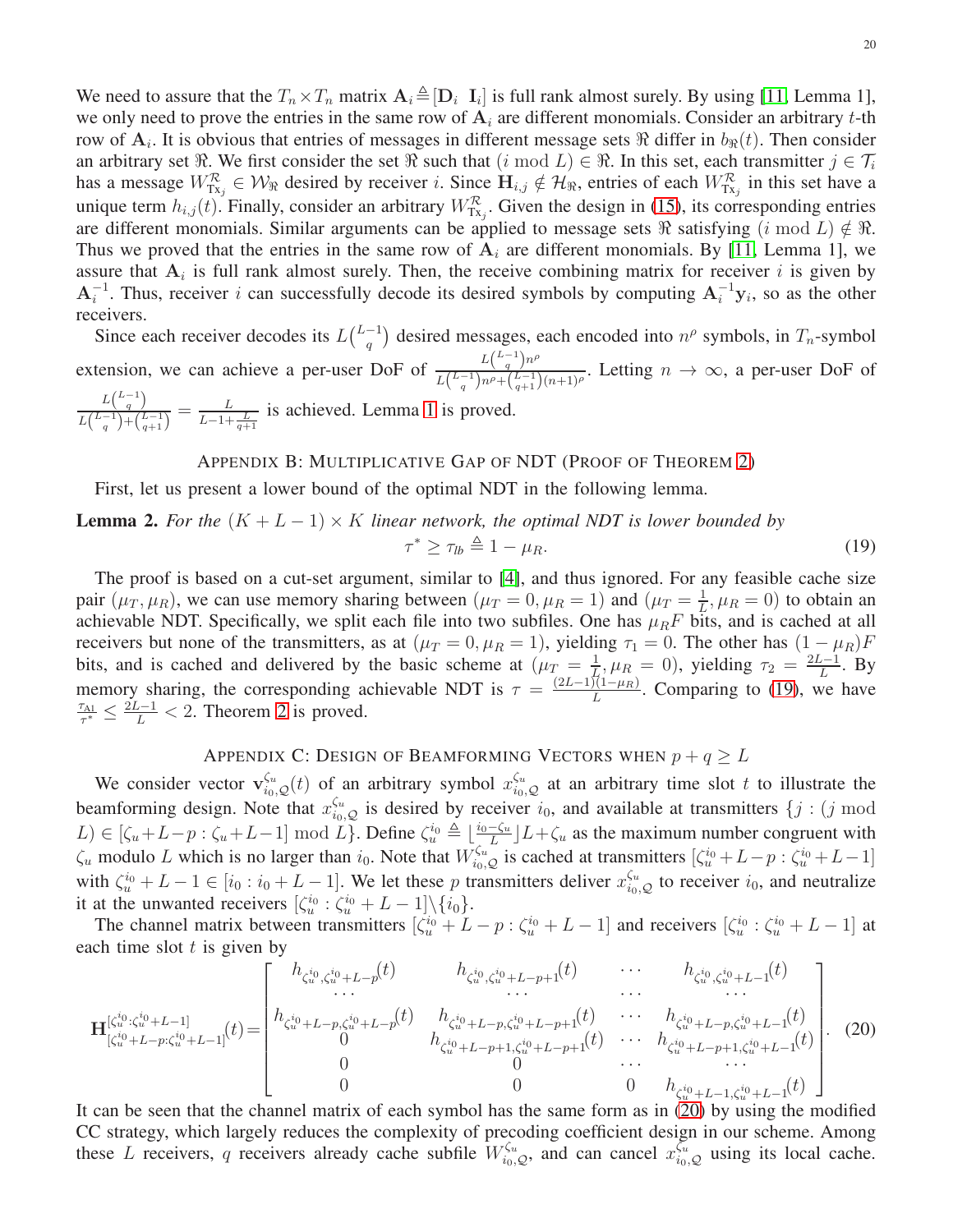We need to assure that the $T_n \times T_n$ matrix $\mathbf{A}_i \triangleq [\mathbf{D}_i \;\; \mathbf{I}_i]$ is full rank almost surely. By using [11, Lemma 1], we only need to prove the entries in the same row of $\mathbf{A}_i$ are different monomials. Consider an arbitrary $t$-th row of $\mathbf{A}_i$. It is obvious that entries of messages in different message sets $\Re$ differ in $b_{\Re}(t)$. Then consider an arbitrary set $\Re$. We first consider the set $\Re$ such that $(i \bmod L) \in \Re$. In this set, each transmitter $j \in \mathcal{T}_i$ has a message $W^{\mathcal{R}}_{\text{Tx}_j} \in \mathcal{W}_{\Re}$ desired by receiver $i$. Since $\mathbf{H}_{i,j} \notin \mathcal{H}_{\Re}$, entries of each $W^{\mathcal{R}}_{\text{Tx}_j}$ in this set have a unique term $h_{i,j}(t)$. Finally, consider an arbitrary $W^{\mathcal{R}}_{\text{Tx}_j}$. Given the design in (15), its corresponding entries are different monomials. Similar arguments can be applied to message sets $\Re$ satisfying $(i \bmod L) \notin \Re$. Thus we proved that the entries in the same row of $\mathbf{A}_i$ are different monomials. By [11, Lemma 1], we assure that $\mathbf{A}_i$ is full rank almost surely. Then, the receive combining matrix for receiver $i$ is given by $\mathbf{A}_i^{-1}$. Thus, receiver $i$ can successfully decode its desired symbols by computing $\mathbf{A}_i^{-1}\mathbf{y}_i$, so as the other receivers.

Since each receiver decodes its $L\binom{L-1}{q}$ desired messages, each encoded into $n^{\rho}$ symbols, in $T_n$-symbol extension, we can achieve a per-user DoF of $\frac{L\binom{L-1}{q}n^{\rho}}{L\binom{L-1}{q}n^{\rho}+\binom{L-1}{q+1}(n+1)^{\rho}}$. Letting $n \to \infty$, a per-user DoF of $\frac{L\binom{L-1}{q}}{L\binom{L-1}{q}+\binom{L-1}{q+1}} = \frac{L}{L-1+\frac{L}{q+1}}$ is achieved. Lemma 1 is proved.

## Appendix B: Multiplicative Gap of NDT (Proof of Theorem 2)

First, let us present a lower bound of the optimal NDT in the following lemma.

**Lemma 2.** *For the $(K+L-1)\times K$ linear network, the optimal NDT is lower bounded by*

$$\tau^* \geq \tau_{lb} \triangleq 1-\mu_R. \tag{19}$$

The proof is based on a cut-set argument, similar to [4], and thus ignored. For any feasible cache size pair $(\mu_T, \mu_R)$, we can use memory sharing between $(\mu_T = 0, \mu_R = 1)$ and $(\mu_T = \frac{1}{L}, \mu_R = 0)$ to obtain an achievable NDT. Specifically, we split each file into two subfiles. One has $\mu_R F$ bits, and is cached at all receivers but none of the transmitters, as at $(\mu_T = 0, \mu_R = 1)$, yielding $\tau_1 = 0$. The other has $(1-\mu_R)F$ bits, and is cached and delivered by the basic scheme at $(\mu_T = \frac{1}{L}, \mu_R = 0)$, yielding $\tau_2 = \frac{2L-1}{L}$. By memory sharing, the corresponding achievable NDT is $\tau = \frac{(2L-1)(1-\mu_R)}{L}$. Comparing to (19), we have $\frac{\tau_{\text{A1}}}{\tau^*} \leq \frac{2L-1}{L} < 2$. Theorem 2 is proved.

## Appendix C: Design of Beamforming Vectors when $p+q \geq L$

We consider vector $\mathbf{v}^{\zeta_u}_{i_0,\mathcal{Q}}(t)$ of an arbitrary symbol $x^{\zeta_u}_{i_0,\mathcal{Q}}$ at an arbitrary time slot $t$ to illustrate the beamforming design. Note that $x^{\zeta_u}_{i_0,\mathcal{Q}}$ is desired by receiver $i_0$, and available at transmitters $\{j : (j \bmod L) \in [\zeta_u+L-p : \zeta_u+L-1] \bmod L\}$. Define $\zeta_u^{i_0} \triangleq \lfloor \frac{i_0-\zeta_u}{L} \rfloor L + \zeta_u$ as the maximum number congruent with $\zeta_u$ modulo $L$ which is no larger than $i_0$. Note that $W^{\zeta_u}_{i_0,\mathcal{Q}}$ is cached at transmitters $[\zeta_u^{i_0}+L-p : \zeta_u^{i_0}+L-1]$ with $\zeta_u^{i_0}+L-1 \in [i_0 : i_0+L-1]$. We let these $p$ transmitters deliver $x^{\zeta_u}_{i_0,\mathcal{Q}}$ to receiver $i_0$, and neutralize it at the unwanted receivers $[\zeta_u^{i_0} : \zeta_u^{i_0}+L-1]\backslash\{i_0\}$.

The channel matrix between transmitters $[\zeta_u^{i_0}+L-p : \zeta_u^{i_0}+L-1]$ and receivers $[\zeta_u^{i_0} : \zeta_u^{i_0}+L-1]$ at each time slot $t$ is given by

$$\mathbf{H}^{[\zeta_u^{i_0}:\zeta_u^{i_0}+L-1]}_{[\zeta_u^{i_0}+L-p:\zeta_u^{i_0}+L-1]}(t) = \begin{bmatrix} h_{\zeta_u^{i_0},\zeta_u^{i_0}+L-p}(t) & h_{\zeta_u^{i_0},\zeta_u^{i_0}+L-p+1}(t) & \cdots & h_{\zeta_u^{i_0},\zeta_u^{i_0}+L-1}(t) \\ \cdots & \cdots & \cdots & \cdots \\ h_{\zeta_u^{i_0}+L-p,\zeta_u^{i_0}+L-p}(t) & h_{\zeta_u^{i_0}+L-p,\zeta_u^{i_0}+L-p+1}(t) & \cdots & h_{\zeta_u^{i_0}+L-p,\zeta_u^{i_0}+L-1}(t) \\ 0 & h_{\zeta_u^{i_0}+L-p+1,\zeta_u^{i_0}+L-p+1}(t) & \cdots & h_{\zeta_u^{i_0}+L-p+1,\zeta_u^{i_0}+L-1}(t) \\ 0 & 0 & \cdots & \cdots \\ 0 & 0 & 0 & h_{\zeta_u^{i_0}+L-1,\zeta_u^{i_0}+L-1}(t) \end{bmatrix}. \tag{20}$$

It can be seen that the channel matrix of each symbol has the same form as in (20) by using the modified CC strategy, which largely reduces the complexity of precoding coefficient design in our scheme. Among these $L$ receivers, $q$ receivers already cache subfile $W^{\zeta_u}_{i_0,\mathcal{Q}}$, and can cancel $x^{\zeta_u}_{i_0,\mathcal{Q}}$ using its local cache.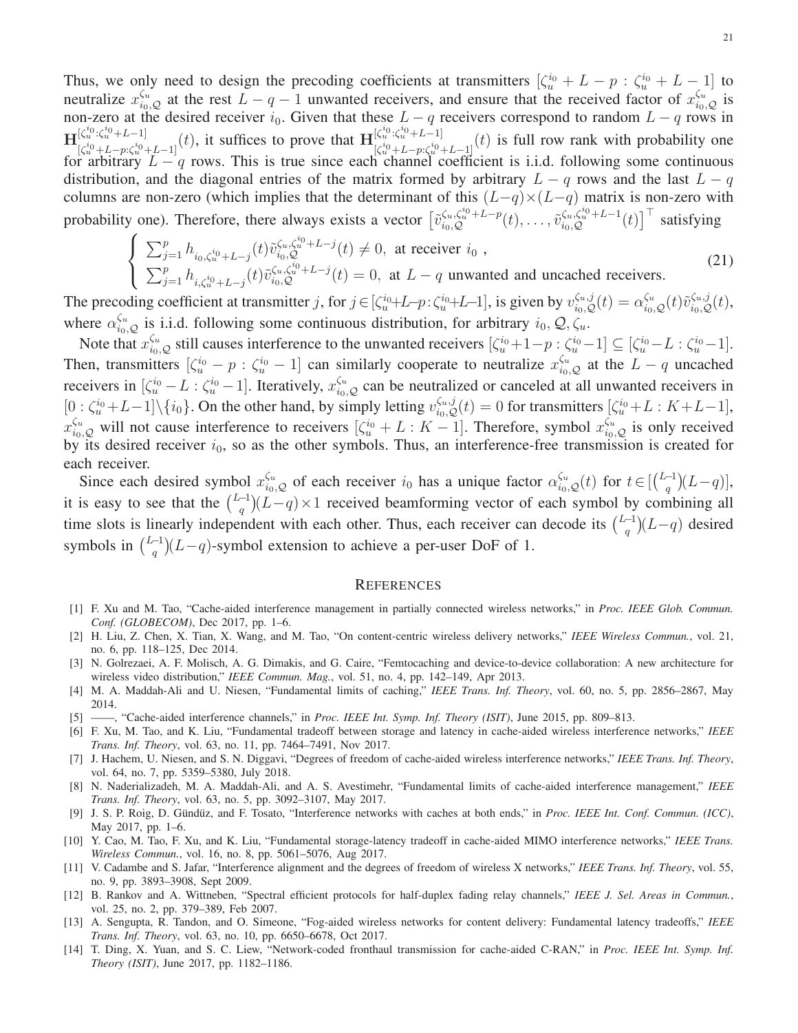Thus, we only need to design the precoding coefficients at transmitters $[\zeta_u^{i_0} + L - p : \zeta_u^{i_0} + L - 1]$ to neutralize $x_{i_0,\mathcal{Q}}^{\zeta_u}$ at the rest $L - q - 1$ unwanted receivers, and ensure that the received factor of $x_{i_0,\mathcal{Q}}^{\zeta_u}$ is non-zero at the desired receiver $i_0$. Given that these $L - q$ receivers correspond to random $L - q$ rows in $\mathbf{H}_{[\zeta_u^{i_0}+L-p:\zeta_u^{i_0}+L-1]}^{[\zeta_u^{i_0}:\zeta_u^{i_0}+L-1]}(t)$, it suffices to prove that $\mathbf{H}_{[\zeta_u^{i_0}+L-p:\zeta_u^{i_0}+L-1]}^{[\zeta_u^{i_0}:\zeta_u^{i_0}+L-1]}(t)$ is full row rank with probability one for arbitrary $L - q$ rows. This is true since each channel coefficient is i.i.d. following some continuous distribution, and the diagonal entries of the matrix formed by arbitrary $L - q$ rows and the last $L - q$ columns are non-zero (which implies that the determinant of this $(L-q)\times(L-q)$ matrix is non-zero with probability one). Therefore, there always exists a vector $\left[\tilde{v}_{i_0,\mathcal{Q}}^{\zeta_u,\zeta_u^{i_0}+L-p}(t), \ldots, \tilde{v}_{i_0,\mathcal{Q}}^{\zeta_u,\zeta_u^{i_0}+L-1}(t)\right]^\top$ satisfying

$$\begin{cases} \sum_{j=1}^{p} h_{i_0,\zeta_u^{i_0}+L-j}(t)\tilde{v}_{i_0,\mathcal{Q}}^{\zeta_u,\zeta_u^{i_0}+L-j}(t) \neq 0, \text{ at receiver } i_0 \ , \\ \sum_{j=1}^{p} h_{i,\zeta_u^{i_0}+L-j}(t)\tilde{v}_{i_0,\mathcal{Q}}^{\zeta_u,\zeta_u^{i_0}+L-j}(t) = 0, \text{ at } L-q \text{ unwanted and uncached receivers.} \end{cases} \tag{21}$$

The precoding coefficient at transmitter $j$, for $j \in [\zeta_u^{i_0}+L-p : \zeta_u^{i_0}+L-1]$, is given by $v_{i_0,\mathcal{Q}}^{\zeta_u,j}(t) = \alpha_{i_0,\mathcal{Q}}^{\zeta_u}(t)\tilde{v}_{i_0,\mathcal{Q}}^{\zeta_u,j}(t)$, where $\alpha_{i_0,\mathcal{Q}}^{\zeta_u}$ is i.i.d. following some continuous distribution, for arbitrary $i_0, \mathcal{Q}, \zeta_u$.

Note that $x_{i_0,\mathcal{Q}}^{\zeta_u}$ still causes interference to the unwanted receivers $[\zeta_u^{i_0}+1-p : \zeta_u^{i_0}-1] \subseteq [\zeta_u^{i_0}-L : \zeta_u^{i_0}-1]$. Then, transmitters $[\zeta_u^{i_0} - p : \zeta_u^{i_0} - 1]$ can similarly cooperate to neutralize $x_{i_0,\mathcal{Q}}^{\zeta_u}$ at the $L - q$ uncached receivers in $[\zeta_u^{i_0} - L : \zeta_u^{i_0} - 1]$. Iteratively, $x_{i_0,\mathcal{Q}}^{\zeta_u}$ can be neutralized or canceled at all unwanted receivers in $[0 : \zeta_u^{i_0}+L-1]\backslash\{i_0\}$. On the other hand, by simply letting $v_{i_0,\mathcal{Q}}^{\zeta_u,j}(t) = 0$ for transmitters $[\zeta_u^{i_0}+L : K+L-1]$, $x_{i_0,\mathcal{Q}}^{\zeta_u}$ will not cause interference to receivers $[\zeta_u^{i_0} + L : K - 1]$. Therefore, symbol $x_{i_0,\mathcal{Q}}^{\zeta_u}$ is only received by its desired receiver $i_0$, so as the other symbols. Thus, an interference-free transmission is created for each receiver.

Since each desired symbol $x_{i_0,\mathcal{Q}}^{\zeta_u}$ of each receiver $i_0$ has a unique factor $\alpha_{i_0,\mathcal{Q}}^{\zeta_u}(t)$ for $t \in [\binom{L-1}{q}(L-q)]$, it is easy to see that the $\binom{L-1}{q}(L-q) \times 1$ received beamforming vector of each symbol by combining all time slots is linearly independent with each other. Thus, each receiver can decode its $\binom{L-1}{q}(L-q)$ desired symbols in $\binom{L-1}{q}(L-q)$-symbol extension to achieve a per-user DoF of 1.

## References

[1] F. Xu and M. Tao, "Cache-aided interference management in partially connected wireless networks," in *Proc. IEEE Glob. Commun. Conf. (GLOBECOM)*, Dec 2017, pp. 1–6.

[2] H. Liu, Z. Chen, X. Tian, X. Wang, and M. Tao, "On content-centric wireless delivery networks," *IEEE Wireless Commun.*, vol. 21, no. 6, pp. 118–125, Dec 2014.

[3] N. Golrezaei, A. F. Molisch, A. G. Dimakis, and G. Caire, "Femtocaching and device-to-device collaboration: A new architecture for wireless video distribution," *IEEE Commun. Mag.*, vol. 51, no. 4, pp. 142–149, Apr 2013.

[4] M. A. Maddah-Ali and U. Niesen, "Fundamental limits of caching," *IEEE Trans. Inf. Theory*, vol. 60, no. 5, pp. 2856–2867, May 2014.

[5] ——, "Cache-aided interference channels," in *Proc. IEEE Int. Symp. Inf. Theory (ISIT)*, June 2015, pp. 809–813.

[6] F. Xu, M. Tao, and K. Liu, "Fundamental tradeoff between storage and latency in cache-aided wireless interference networks," *IEEE Trans. Inf. Theory*, vol. 63, no. 11, pp. 7464–7491, Nov 2017.

[7] J. Hachem, U. Niesen, and S. N. Diggavi, "Degrees of freedom of cache-aided wireless interference networks," *IEEE Trans. Inf. Theory*, vol. 64, no. 7, pp. 5359–5380, July 2018.

[8] N. Naderializadeh, M. A. Maddah-Ali, and A. S. Avestimehr, "Fundamental limits of cache-aided interference management," *IEEE Trans. Inf. Theory*, vol. 63, no. 5, pp. 3092–3107, May 2017.

[9] J. S. P. Roig, D. Gündüz, and F. Tosato, "Interference networks with caches at both ends," in *Proc. IEEE Int. Conf. Commun. (ICC)*, May 2017, pp. 1–6.

[10] Y. Cao, M. Tao, F. Xu, and K. Liu, "Fundamental storage-latency tradeoff in cache-aided MIMO interference networks," *IEEE Trans. Wireless Commun.*, vol. 16, no. 8, pp. 5061–5076, Aug 2017.

[11] V. Cadambe and S. Jafar, "Interference alignment and the degrees of freedom of wireless X networks," *IEEE Trans. Inf. Theory*, vol. 55, no. 9, pp. 3893–3908, Sept 2009.

[12] B. Rankov and A. Wittneben, "Spectral efficient protocols for half-duplex fading relay channels," *IEEE J. Sel. Areas in Commun.*, vol. 25, no. 2, pp. 379–389, Feb 2007.

[13] A. Sengupta, R. Tandon, and O. Simeone, "Fog-aided wireless networks for content delivery: Fundamental latency tradeoffs," *IEEE Trans. Inf. Theory*, vol. 63, no. 10, pp. 6650–6678, Oct 2017.

[14] T. Ding, X. Yuan, and S. C. Liew, "Network-coded fronthaul transmission for cache-aided C-RAN," in *Proc. IEEE Int. Symp. Inf. Theory (ISIT)*, June 2017, pp. 1182–1186.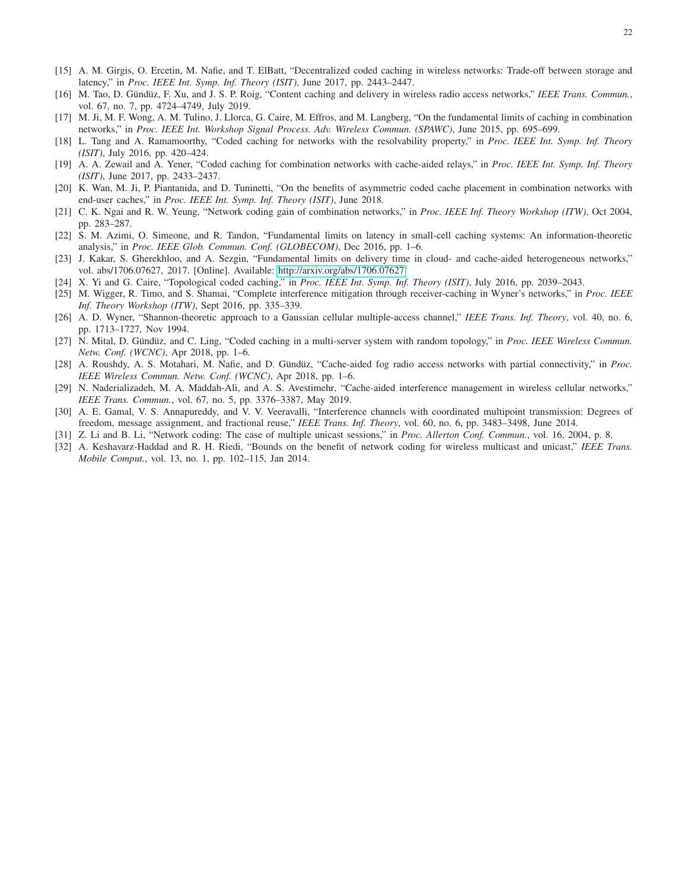[15] A. M. Girgis, O. Ercetin, M. Nafie, and T. ElBatt, "Decentralized coded caching in wireless networks: Trade-off between storage and latency," in *Proc. IEEE Int. Symp. Inf. Theory (ISIT)*, June 2017, pp. 2443–2447.

[16] M. Tao, D. Gündüz, F. Xu, and J. S. P. Roig, "Content caching and delivery in wireless radio access networks," *IEEE Trans. Commun.*, vol. 67, no. 7, pp. 4724–4749, July 2019.

[17] M. Ji, M. F. Wong, A. M. Tulino, J. Llorca, G. Caire, M. Effros, and M. Langberg, "On the fundamental limits of caching in combination networks," in *Proc. IEEE Int. Workshop Signal Process. Adv. Wireless Commun. (SPAWC)*, June 2015, pp. 695–699.

[18] L. Tang and A. Ramamoorthy, "Coded caching for networks with the resolvability property," in *Proc. IEEE Int. Symp. Inf. Theory (ISIT)*, July 2016, pp. 420–424.

[19] A. A. Zewail and A. Yener, "Coded caching for combination networks with cache-aided relays," in *Proc. IEEE Int. Symp. Inf. Theory (ISIT)*, June 2017, pp. 2433–2437.

[20] K. Wan, M. Ji, P. Piantanida, and D. Tuninetti, "On the benefits of asymmetric coded cache placement in combination networks with end-user caches," in *Proc. IEEE Int. Symp. Inf. Theory (ISIT)*, June 2018.

[21] C. K. Ngai and R. W. Yeung, "Network coding gain of combination networks," in *Proc. IEEE Inf. Theory Workshop (ITW)*, Oct 2004, pp. 283–287.

[22] S. M. Azimi, O. Simeone, and R. Tandon, "Fundamental limits on latency in small-cell caching systems: An information-theoretic analysis," in *Proc. IEEE Glob. Commun. Conf. (GLOBECOM)*, Dec 2016, pp. 1–6.

[23] J. Kakar, S. Gherekhloo, and A. Sezgin, "Fundamental limits on delivery time in cloud- and cache-aided heterogeneous networks," vol. abs/1706.07627, 2017. [Online]. Available: http://arxiv.org/abs/1706.07627

[24] X. Yi and G. Caire, "Topological coded caching," in *Proc. IEEE Int. Symp. Inf. Theory (ISIT)*, July 2016, pp. 2039–2043.

[25] M. Wigger, R. Timo, and S. Shamai, "Complete interference mitigation through receiver-caching in Wyner's networks," in *Proc. IEEE Inf. Theory Workshop (ITW)*, Sept 2016, pp. 335–339.

[26] A. D. Wyner, "Shannon-theoretic approach to a Gaussian cellular multiple-access channel," *IEEE Trans. Inf. Theory*, vol. 40, no. 6, pp. 1713–1727, Nov 1994.

[27] N. Mital, D. Gündüz, and C. Ling, "Coded caching in a multi-server system with random topology," in *Proc. IEEE Wireless Commun. Netw. Conf. (WCNC)*, Apr 2018, pp. 1–6.

[28] A. Roushdy, A. S. Motahari, M. Nafie, and D. Gündüz, "Cache-aided fog radio access networks with partial connectivity," in *Proc. IEEE Wireless Commun. Netw. Conf. (WCNC)*, Apr 2018, pp. 1–6.

[29] N. Naderializadeh, M. A. Maddah-Ali, and A. S. Avestimehr, "Cache-aided interference management in wireless cellular networks," *IEEE Trans. Commun.*, vol. 67, no. 5, pp. 3376–3387, May 2019.

[30] A. E. Gamal, V. S. Annapureddy, and V. V. Veeravalli, "Interference channels with coordinated multipoint transmission: Degrees of freedom, message assignment, and fractional reuse," *IEEE Trans. Inf. Theory*, vol. 60, no. 6, pp. 3483–3498, June 2014.

[31] Z. Li and B. Li, "Network coding: The case of multiple unicast sessions," in *Proc. Allerton Conf. Commun.*, vol. 16, 2004, p. 8.

[32] A. Keshavarz-Haddad and R. H. Riedi, "Bounds on the benefit of network coding for wireless multicast and unicast," *IEEE Trans. Mobile Comput.*, vol. 13, no. 1, pp. 102–115, Jan 2014.